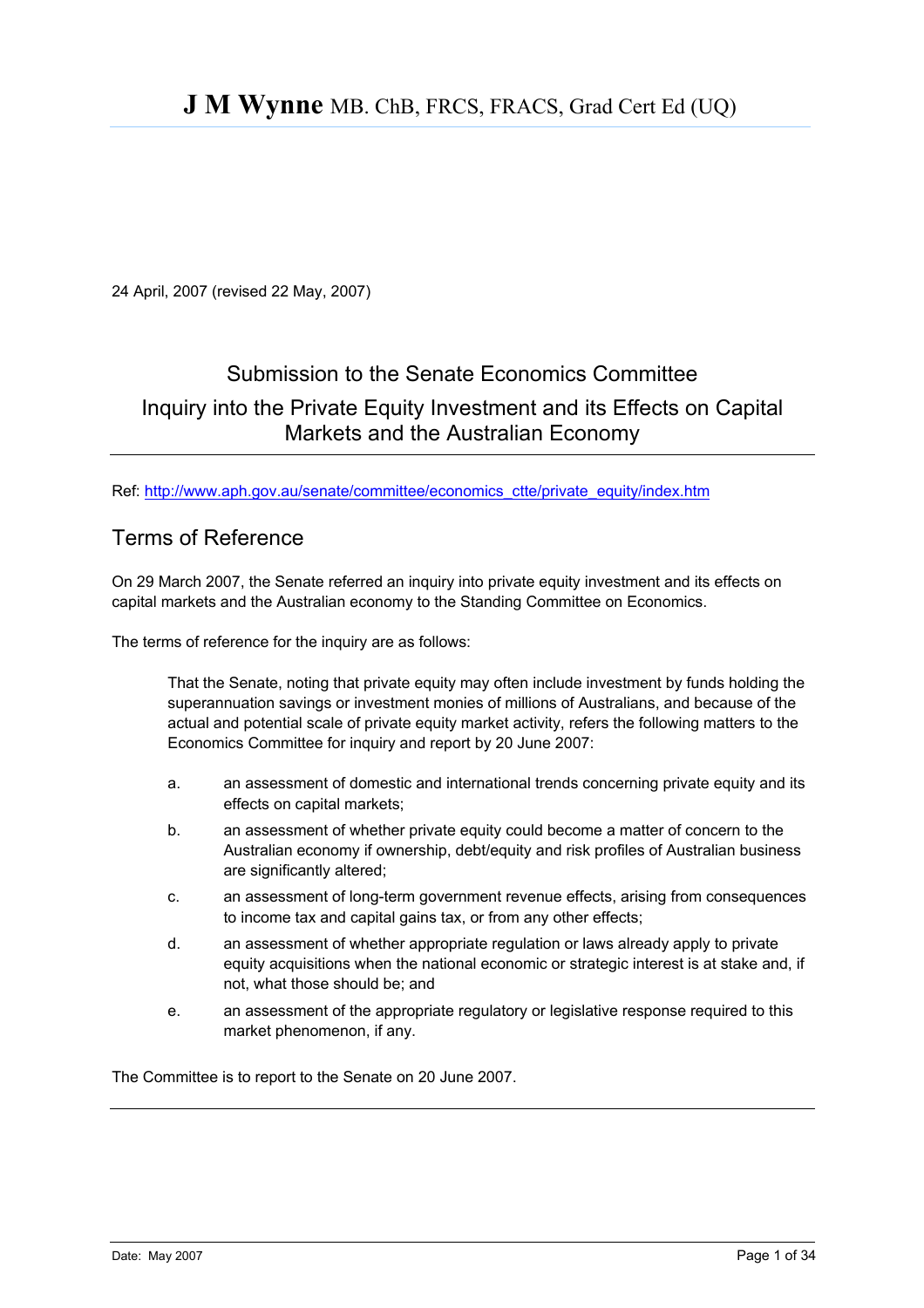# **J M Wynne** MB. ChB, FRCS, FRACS, Grad Cert Ed (UQ)

24 April, 2007 (revised 22 May, 2007)

## Submission to the Senate Economics Committee

## Inquiry into the Private Equity Investment and its Effects on Capital Markets and the Australian Economy

Ref: http://www.aph.gov.au/senate/committee/economics_ctte/private_equity/index.htm

## Terms of Reference

On 29 March 2007, the Senate referred an inquiry into private equity investment and its effects on capital markets and the Australian economy to the Standing Committee on Economics.

The terms of reference for the inquiry are as follows:

> That the Senate, noting that private equity may often include investment by funds holding the superannuation savings or investment monies of millions of Australians, and because of the actual and potential scale of private equity market activity, refers the following matters to the Economics Committee for inquiry and report by 20 June 2007:
>
> a. an assessment of domestic and international trends concerning private equity and its effects on capital markets;
>
> b. an assessment of whether private equity could become a matter of concern to the Australian economy if ownership, debt/equity and risk profiles of Australian business are significantly altered;
>
> c. an assessment of long-term government revenue effects, arising from consequences to income tax and capital gains tax, or from any other effects;
>
> d. an assessment of whether appropriate regulation or laws already apply to private equity acquisitions when the national economic or strategic interest is at stake and, if not, what those should be; and
>
> e. an assessment of the appropriate regulatory or legislative response required to this market phenomenon, if any.

The Committee is to report to the Senate on 20 June 2007.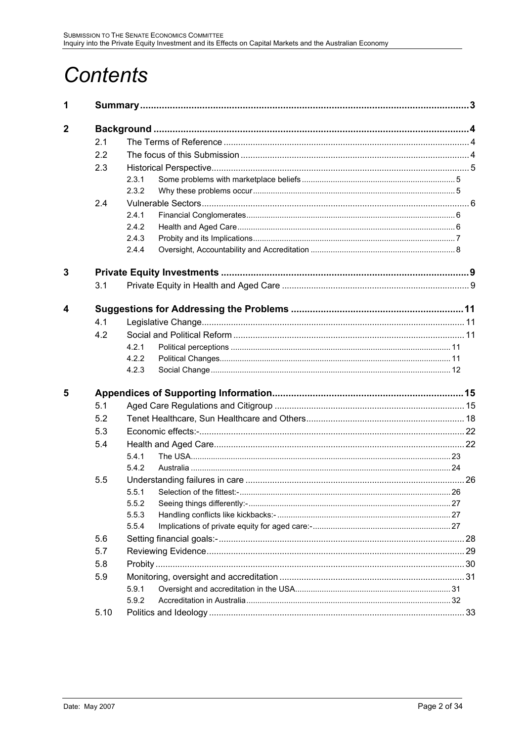# Contents

| | | | | |
|---|---|---|---|---|
| 1 | **Summary** | | | 3 |
| 2 | **Background** | | | 4 |
| | 2.1 | The Terms of Reference | | 4 |
| | 2.2 | The focus of this Submission | | 4 |
| | 2.3 | Historical Perspective | | 5 |
| | | 2.3.1 | Some problems with marketplace beliefs | 5 |
| | | 2.3.2 | Why these problems occur | 5 |
| | 2.4 | Vulnerable Sectors | | 6 |
| | | 2.4.1 | Financial Conglomerates | 6 |
| | | 2.4.2 | Health and Aged Care | 6 |
| | | 2.4.3 | Probity and its Implications | 7 |
| | | 2.4.4 | Oversight, Accountability and Accreditation | 8 |
| 3 | **Private Equity Investments** | | | 9 |
| | 3.1 | Private Equity in Health and Aged Care | | 9 |
| 4 | **Suggestions for Addressing the Problems** | | | 11 |
| | 4.1 | Legislative Change | | 11 |
| | 4.2 | Social and Political Reform | | 11 |
| | | 4.2.1 | Political perceptions | 11 |
| | | 4.2.2 | Political Changes | 11 |
| | | 4.2.3 | Social Change | 12 |
| 5 | **Appendices of Supporting Information** | | | 15 |
| | 5.1 | Aged Care Regulations and Citigroup | | 15 |
| | 5.2 | Tenet Healthcare, Sun Healthcare and Others | | 18 |
| | 5.3 | Economic effects:- | | 22 |
| | 5.4 | Health and Aged Care | | 22 |
| | | 5.4.1 | The USA | 23 |
| | | 5.4.2 | Australia | 24 |
| | 5.5 | Understanding failures in care | | 26 |
| | | 5.5.1 | Selection of the fittest:- | 26 |
| | | 5.5.2 | Seeing things differently:- | 27 |
| | | 5.5.3 | Handling conflicts like kickbacks:- | 27 |
| | | 5.5.4 | Implications of private equity for aged care:- | 27 |
| | 5.6 | Setting financial goals:- | | 28 |
| | 5.7 | Reviewing Evidence | | 29 |
| | 5.8 | Probity | | 30 |
| | 5.9 | Monitoring, oversight and accreditation | | 31 |
| | | 5.9.1 | Oversight and accreditation in the USA | 31 |
| | | 5.9.2 | Accreditation in Australia | 32 |
| | 5.10 | Politics and Ideology | | 33 |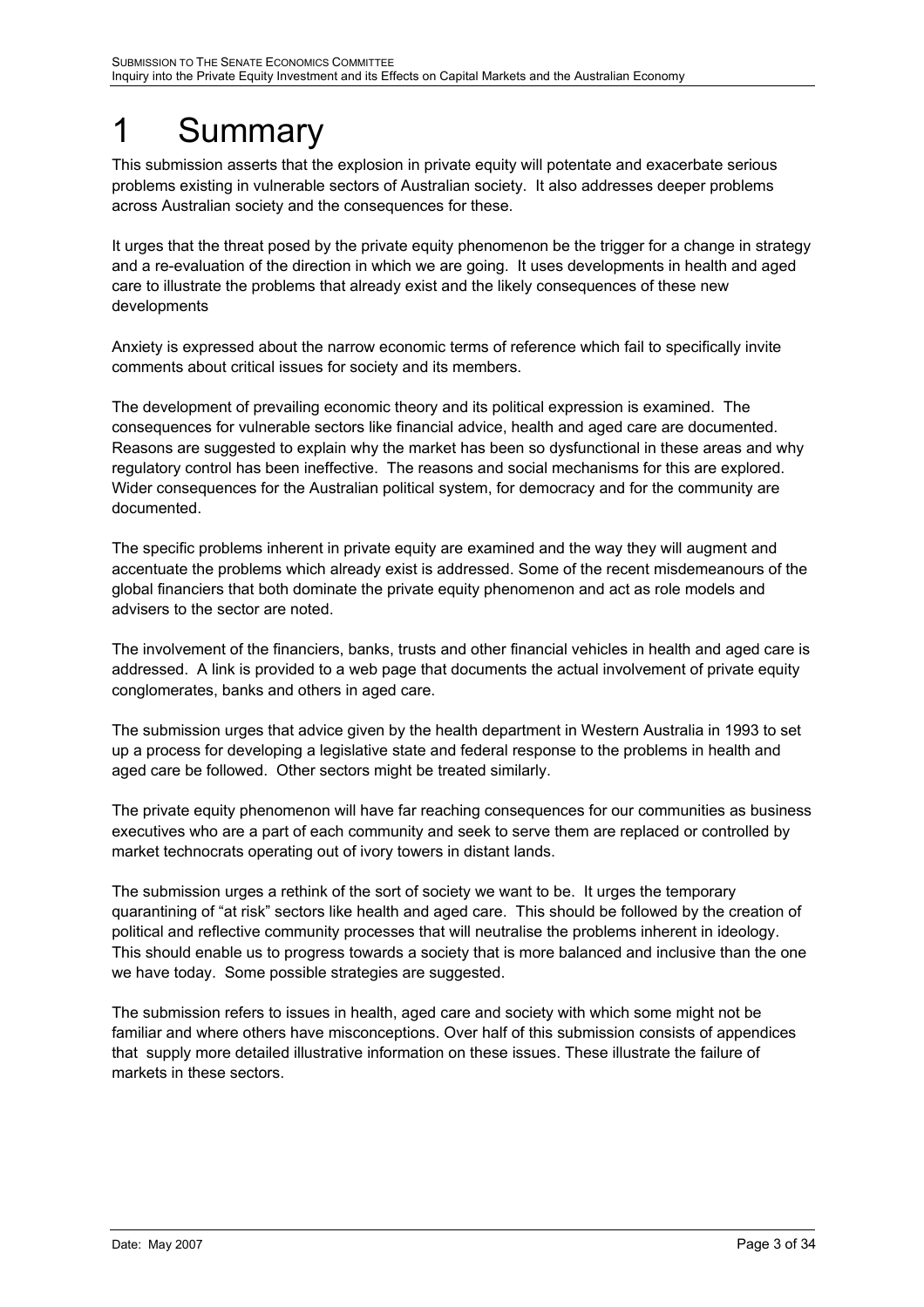# 1 Summary

This submission asserts that the explosion in private equity will potentate and exacerbate serious problems existing in vulnerable sectors of Australian society. It also addresses deeper problems across Australian society and the consequences for these.

It urges that the threat posed by the private equity phenomenon be the trigger for a change in strategy and a re-evaluation of the direction in which we are going. It uses developments in health and aged care to illustrate the problems that already exist and the likely consequences of these new developments

Anxiety is expressed about the narrow economic terms of reference which fail to specifically invite comments about critical issues for society and its members.

The development of prevailing economic theory and its political expression is examined. The consequences for vulnerable sectors like financial advice, health and aged care are documented. Reasons are suggested to explain why the market has been so dysfunctional in these areas and why regulatory control has been ineffective. The reasons and social mechanisms for this are explored. Wider consequences for the Australian political system, for democracy and for the community are documented.

The specific problems inherent in private equity are examined and the way they will augment and accentuate the problems which already exist is addressed. Some of the recent misdemeanours of the global financiers that both dominate the private equity phenomenon and act as role models and advisers to the sector are noted.

The involvement of the financiers, banks, trusts and other financial vehicles in health and aged care is addressed. A link is provided to a web page that documents the actual involvement of private equity conglomerates, banks and others in aged care.

The submission urges that advice given by the health department in Western Australia in 1993 to set up a process for developing a legislative state and federal response to the problems in health and aged care be followed. Other sectors might be treated similarly.

The private equity phenomenon will have far reaching consequences for our communities as business executives who are a part of each community and seek to serve them are replaced or controlled by market technocrats operating out of ivory towers in distant lands.

The submission urges a rethink of the sort of society we want to be. It urges the temporary quarantining of "at risk" sectors like health and aged care. This should be followed by the creation of political and reflective community processes that will neutralise the problems inherent in ideology. This should enable us to progress towards a society that is more balanced and inclusive than the one we have today. Some possible strategies are suggested.

The submission refers to issues in health, aged care and society with which some might not be familiar and where others have misconceptions. Over half of this submission consists of appendices that supply more detailed illustrative information on these issues. These illustrate the failure of markets in these sectors.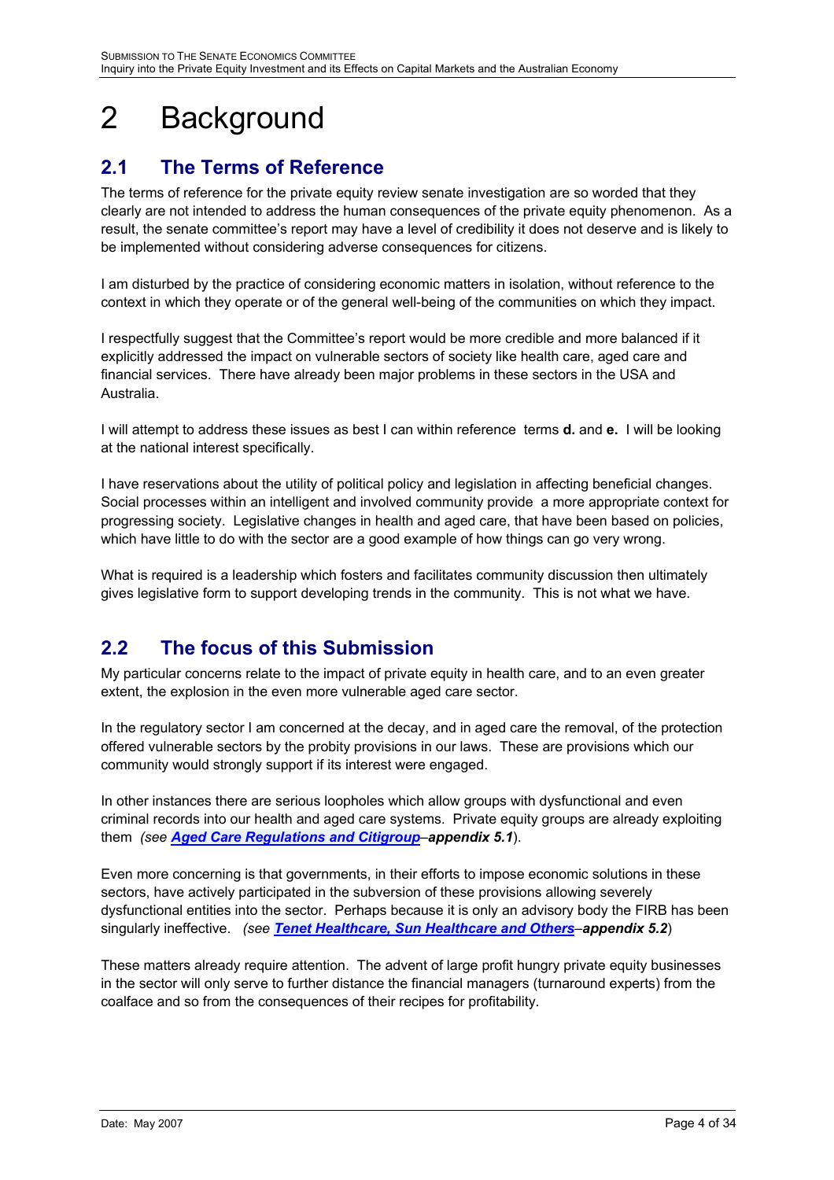# 2 Background

## 2.1 The Terms of Reference

The terms of reference for the private equity review senate investigation are so worded that they clearly are not intended to address the human consequences of the private equity phenomenon. As a result, the senate committee's report may have a level of credibility it does not deserve and is likely to be implemented without considering adverse consequences for citizens.

I am disturbed by the practice of considering economic matters in isolation, without reference to the context in which they operate or of the general well-being of the communities on which they impact.

I respectfully suggest that the Committee's report would be more credible and more balanced if it explicitly addressed the impact on vulnerable sectors of society like health care, aged care and financial services. There have already been major problems in these sectors in the USA and Australia.

I will attempt to address these issues as best I can within reference terms **d.** and **e.** I will be looking at the national interest specifically.

I have reservations about the utility of political policy and legislation in affecting beneficial changes. Social processes within an intelligent and involved community provide a more appropriate context for progressing society. Legislative changes in health and aged care, that have been based on policies, which have little to do with the sector are a good example of how things can go very wrong.

What is required is a leadership which fosters and facilitates community discussion then ultimately gives legislative form to support developing trends in the community. This is not what we have.

## 2.2 The focus of this Submission

My particular concerns relate to the impact of private equity in health care, and to an even greater extent, the explosion in the even more vulnerable aged care sector.

In the regulatory sector I am concerned at the decay, and in aged care the removal, of the protection offered vulnerable sectors by the probity provisions in our laws. These are provisions which our community would strongly support if its interest were engaged.

In other instances there are serious loopholes which allow groups with dysfunctional and even criminal records into our health and aged care systems. Private equity groups are already exploiting them *(see **Aged Care Regulations and Citigroup**–**appendix 5.1**)*.

Even more concerning is that governments, in their efforts to impose economic solutions in these sectors, have actively participated in the subversion of these provisions allowing severely dysfunctional entities into the sector. Perhaps because it is only an advisory body the FIRB has been singularly ineffective. *(see **Tenet Healthcare, Sun Healthcare and Others**–**appendix 5.2**)*

These matters already require attention. The advent of large profit hungry private equity businesses in the sector will only serve to further distance the financial managers (turnaround experts) from the coalface and so from the consequences of their recipes for profitability.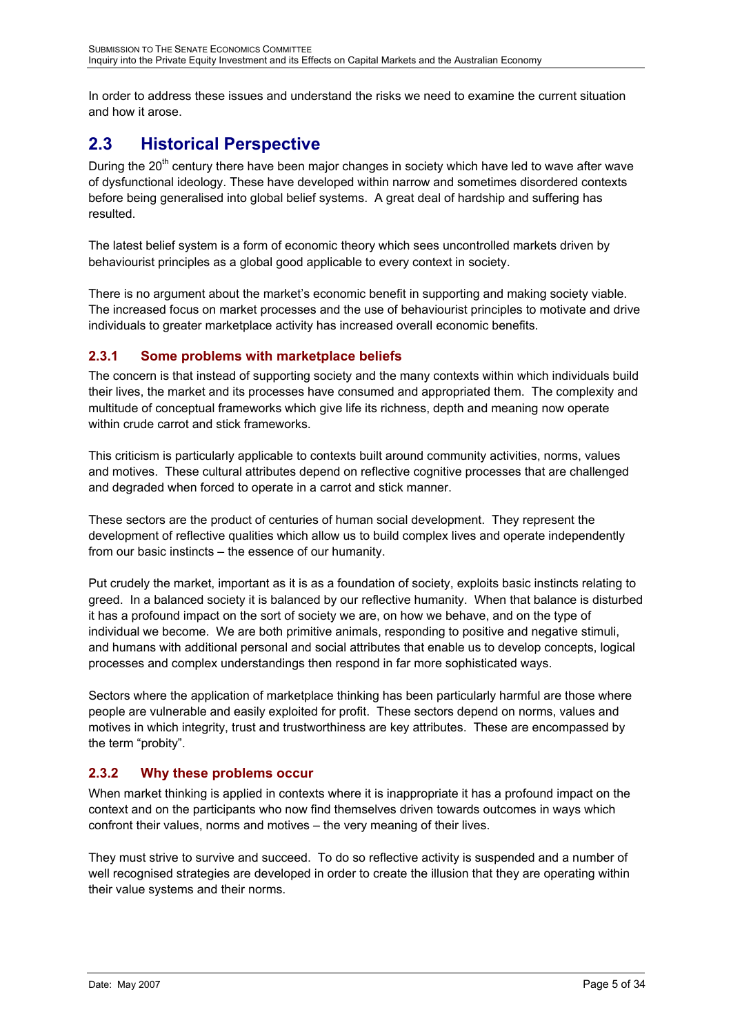In order to address these issues and understand the risks we need to examine the current situation and how it arose.

## 2.3 Historical Perspective

During the 20th century there have been major changes in society which have led to wave after wave of dysfunctional ideology. These have developed within narrow and sometimes disordered contexts before being generalised into global belief systems. A great deal of hardship and suffering has resulted.

The latest belief system is a form of economic theory which sees uncontrolled markets driven by behaviourist principles as a global good applicable to every context in society.

There is no argument about the market's economic benefit in supporting and making society viable. The increased focus on market processes and the use of behaviourist principles to motivate and drive individuals to greater marketplace activity has increased overall economic benefits.

### 2.3.1 Some problems with marketplace beliefs

The concern is that instead of supporting society and the many contexts within which individuals build their lives, the market and its processes have consumed and appropriated them. The complexity and multitude of conceptual frameworks which give life its richness, depth and meaning now operate within crude carrot and stick frameworks.

This criticism is particularly applicable to contexts built around community activities, norms, values and motives. These cultural attributes depend on reflective cognitive processes that are challenged and degraded when forced to operate in a carrot and stick manner.

These sectors are the product of centuries of human social development. They represent the development of reflective qualities which allow us to build complex lives and operate independently from our basic instincts – the essence of our humanity.

Put crudely the market, important as it is as a foundation of society, exploits basic instincts relating to greed. In a balanced society it is balanced by our reflective humanity. When that balance is disturbed it has a profound impact on the sort of society we are, on how we behave, and on the type of individual we become. We are both primitive animals, responding to positive and negative stimuli, and humans with additional personal and social attributes that enable us to develop concepts, logical processes and complex understandings then respond in far more sophisticated ways.

Sectors where the application of marketplace thinking has been particularly harmful are those where people are vulnerable and easily exploited for profit. These sectors depend on norms, values and motives in which integrity, trust and trustworthiness are key attributes. These are encompassed by the term "probity".

### 2.3.2 Why these problems occur

When market thinking is applied in contexts where it is inappropriate it has a profound impact on the context and on the participants who now find themselves driven towards outcomes in ways which confront their values, norms and motives – the very meaning of their lives.

They must strive to survive and succeed. To do so reflective activity is suspended and a number of well recognised strategies are developed in order to create the illusion that they are operating within their value systems and their norms.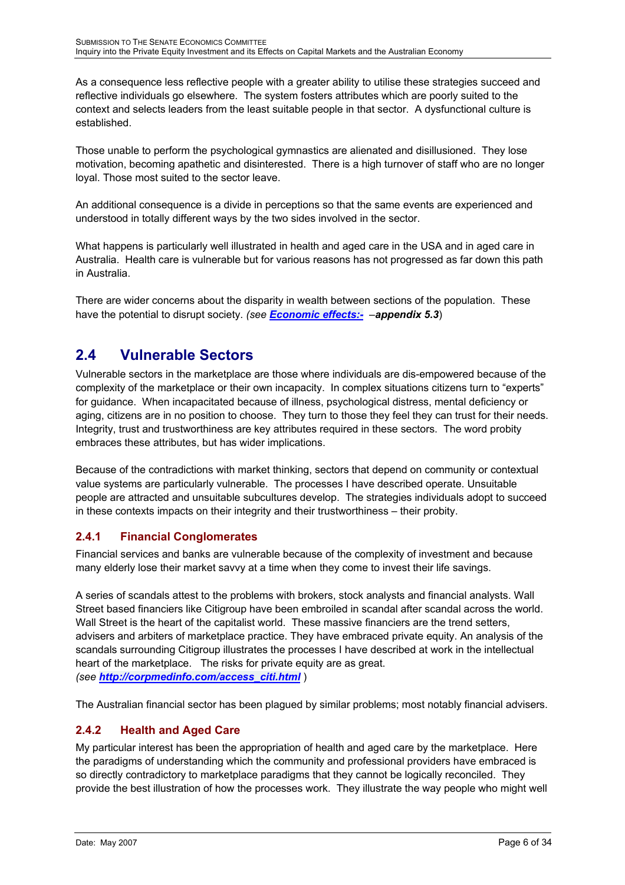As a consequence less reflective people with a greater ability to utilise these strategies succeed and reflective individuals go elsewhere. The system fosters attributes which are poorly suited to the context and selects leaders from the least suitable people in that sector. A dysfunctional culture is established.

Those unable to perform the psychological gymnastics are alienated and disillusioned. They lose motivation, becoming apathetic and disinterested. There is a high turnover of staff who are no longer loyal. Those most suited to the sector leave.

An additional consequence is a divide in perceptions so that the same events are experienced and understood in totally different ways by the two sides involved in the sector.

What happens is particularly well illustrated in health and aged care in the USA and in aged care in Australia. Health care is vulnerable but for various reasons has not progressed as far down this path in Australia.

There are wider concerns about the disparity in wealth between sections of the population. These have the potential to disrupt society. *(see **Economic effects:-** –**appendix 5.3**)*

## 2.4 Vulnerable Sectors

Vulnerable sectors in the marketplace are those where individuals are dis-empowered because of the complexity of the marketplace or their own incapacity. In complex situations citizens turn to "experts" for guidance. When incapacitated because of illness, psychological distress, mental deficiency or aging, citizens are in no position to choose. They turn to those they feel they can trust for their needs. Integrity, trust and trustworthiness are key attributes required in these sectors. The word probity embraces these attributes, but has wider implications.

Because of the contradictions with market thinking, sectors that depend on community or contextual value systems are particularly vulnerable. The processes I have described operate. Unsuitable people are attracted and unsuitable subcultures develop. The strategies individuals adopt to succeed in these contexts impacts on their integrity and their trustworthiness – their probity.

### 2.4.1 Financial Conglomerates

Financial services and banks are vulnerable because of the complexity of investment and because many elderly lose their market savvy at a time when they come to invest their life savings.

A series of scandals attest to the problems with brokers, stock analysts and financial analysts. Wall Street based financiers like Citigroup have been embroiled in scandal after scandal across the world. Wall Street is the heart of the capitalist world. These massive financiers are the trend setters, advisers and arbiters of marketplace practice. They have embraced private equity. An analysis of the scandals surrounding Citigroup illustrates the processes I have described at work in the intellectual heart of the marketplace. The risks for private equity are as great.
*(see **http://corpmedinfo.com/access_citi.html** )*

The Australian financial sector has been plagued by similar problems; most notably financial advisers.

### 2.4.2 Health and Aged Care

My particular interest has been the appropriation of health and aged care by the marketplace. Here the paradigms of understanding which the community and professional providers have embraced is so directly contradictory to marketplace paradigms that they cannot be logically reconciled. They provide the best illustration of how the processes work. They illustrate the way people who might well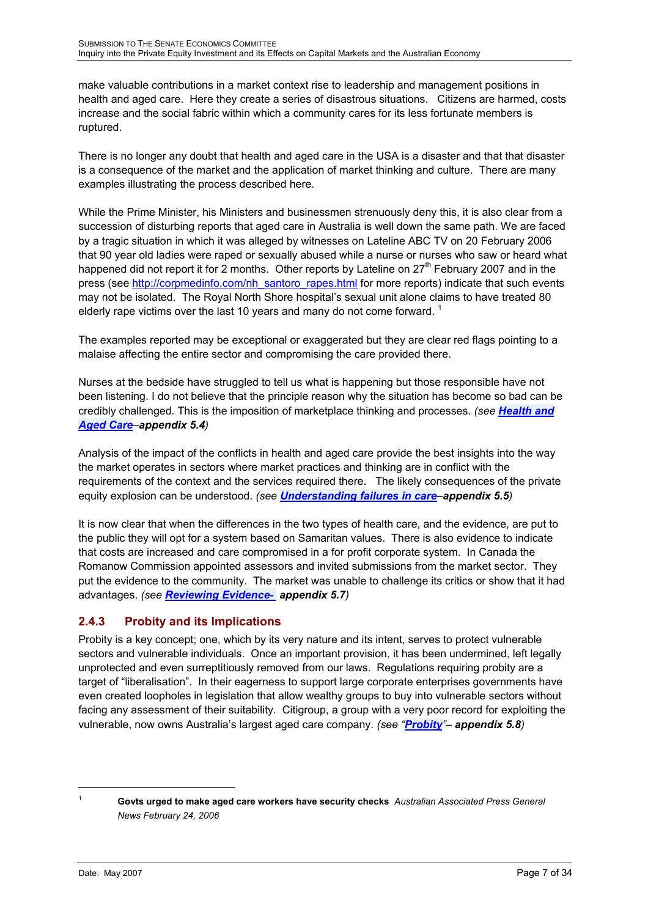make valuable contributions in a market context rise to leadership and management positions in health and aged care. Here they create a series of disastrous situations. Citizens are harmed, costs increase and the social fabric within which a community cares for its less fortunate members is ruptured.

There is no longer any doubt that health and aged care in the USA is a disaster and that that disaster is a consequence of the market and the application of market thinking and culture. There are many examples illustrating the process described here.

While the Prime Minister, his Ministers and businessmen strenuously deny this, it is also clear from a succession of disturbing reports that aged care in Australia is well down the same path. We are faced by a tragic situation in which it was alleged by witnesses on Lateline ABC TV on 20 February 2006 that 90 year old ladies were raped or sexually abused while a nurse or nurses who saw or heard what happened did not report it for 2 months. Other reports by Lateline on 27th February 2007 and in the press (see http://corpmedinfo.com/nh_santoro_rapes.html for more reports) indicate that such events may not be isolated. The Royal North Shore hospital's sexual unit alone claims to have treated 80 elderly rape victims over the last 10 years and many do not come forward. [1]

The examples reported may be exceptional or exaggerated but they are clear red flags pointing to a malaise affecting the entire sector and compromising the care provided there.

Nurses at the bedside have struggled to tell us what is happening but those responsible have not been listening. I do not believe that the principle reason why the situation has become so bad can be credibly challenged. This is the imposition of marketplace thinking and processes. *(see **Health and Aged Care**–**appendix 5.4**)*

Analysis of the impact of the conflicts in health and aged care provide the best insights into the way the market operates in sectors where market practices and thinking are in conflict with the requirements of the context and the services required there. The likely consequences of the private equity explosion can be understood. *(see **Understanding failures in care**–**appendix 5.5**)*

It is now clear that when the differences in the two types of health care, and the evidence, are put to the public they will opt for a system based on Samaritan values. There is also evidence to indicate that costs are increased and care compromised in a for profit corporate system. In Canada the Romanow Commission appointed assessors and invited submissions from the market sector. They put the evidence to the community. The market was unable to challenge its critics or show that it had advantages. *(see **Reviewing Evidence- appendix 5.7**)*

### 2.4.3 Probity and its Implications

Probity is a key concept; one, which by its very nature and its intent, serves to protect vulnerable sectors and vulnerable individuals. Once an important provision, it has been undermined, left legally unprotected and even surreptitiously removed from our laws. Regulations requiring probity are a target of "liberalisation". In their eagerness to support large corporate enterprises governments have even created loopholes in legislation that allow wealthy groups to buy into vulnerable sectors without facing any assessment of their suitability. Citigroup, a group with a very poor record for exploiting the vulnerable, now owns Australia's largest aged care company. *(see "**Probity**"– **appendix 5.8**)*

---

[1] **Govts urged to make aged care workers have security checks** *Australian Associated Press General News February 24, 2006*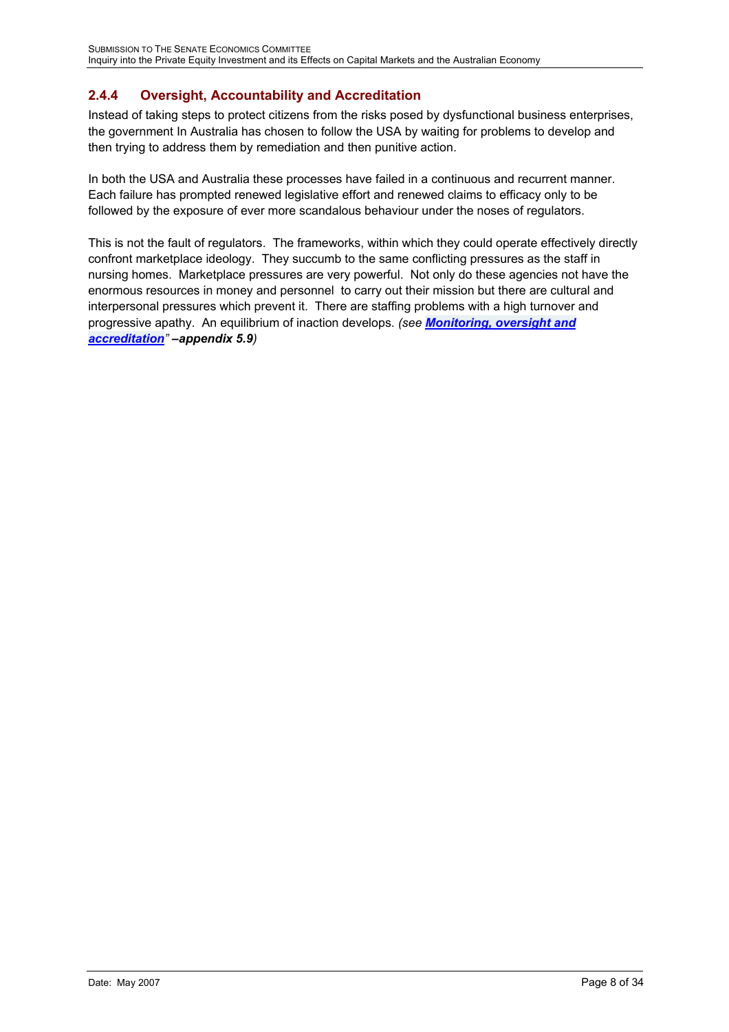### 2.4.4 Oversight, Accountability and Accreditation

Instead of taking steps to protect citizens from the risks posed by dysfunctional business enterprises, the government In Australia has chosen to follow the USA by waiting for problems to develop and then trying to address them by remediation and then punitive action.

In both the USA and Australia these processes have failed in a continuous and recurrent manner. Each failure has prompted renewed legislative effort and renewed claims to efficacy only to be followed by the exposure of ever more scandalous behaviour under the noses of regulators.

This is not the fault of regulators. The frameworks, within which they could operate effectively directly confront marketplace ideology. They succumb to the same conflicting pressures as the staff in nursing homes. Marketplace pressures are very powerful. Not only do these agencies not have the enormous resources in money and personnel to carry out their mission but there are cultural and interpersonal pressures which prevent it. There are staffing problems with a high turnover and progressive apathy. An equilibrium of inaction develops. *(see **Monitoring, oversight and accreditation**" –**appendix 5.9**)*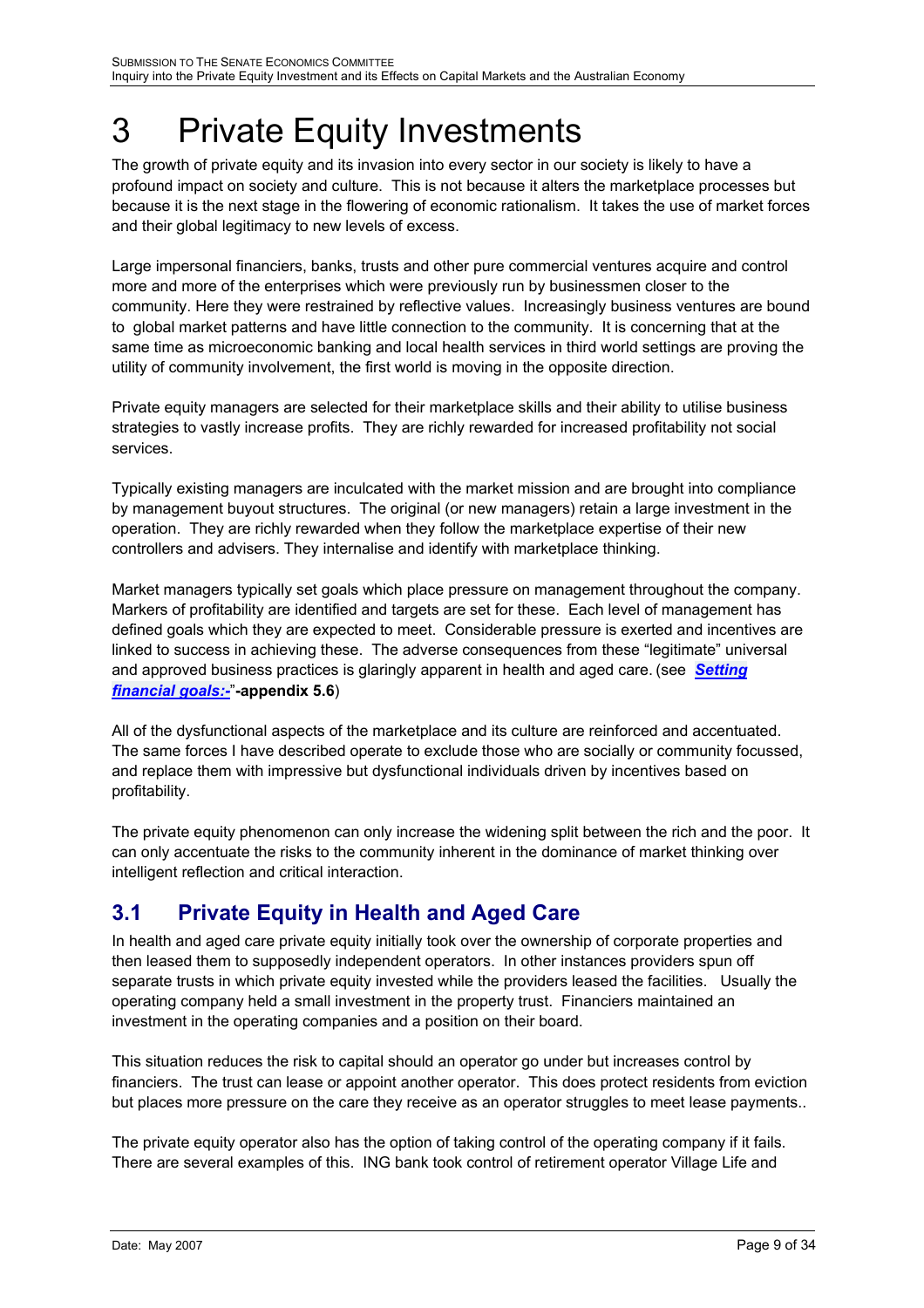# 3 Private Equity Investments

The growth of private equity and its invasion into every sector in our society is likely to have a profound impact on society and culture. This is not because it alters the marketplace processes but because it is the next stage in the flowering of economic rationalism. It takes the use of market forces and their global legitimacy to new levels of excess.

Large impersonal financiers, banks, trusts and other pure commercial ventures acquire and control more and more of the enterprises which were previously run by businessmen closer to the community. Here they were restrained by reflective values. Increasingly business ventures are bound to global market patterns and have little connection to the community. It is concerning that at the same time as microeconomic banking and local health services in third world settings are proving the utility of community involvement, the first world is moving in the opposite direction.

Private equity managers are selected for their marketplace skills and their ability to utilise business strategies to vastly increase profits. They are richly rewarded for increased profitability not social services.

Typically existing managers are inculcated with the market mission and are brought into compliance by management buyout structures. The original (or new managers) retain a large investment in the operation. They are richly rewarded when they follow the marketplace expertise of their new controllers and advisers. They internalise and identify with marketplace thinking.

Market managers typically set goals which place pressure on management throughout the company. Markers of profitability are identified and targets are set for these. Each level of management has defined goals which they are expected to meet. Considerable pressure is exerted and incentives are linked to success in achieving these. The adverse consequences from these "legitimate" universal and approved business practices is glaringly apparent in health and aged care. (see ***Setting financial goals:-***"**-appendix 5.6**)

All of the dysfunctional aspects of the marketplace and its culture are reinforced and accentuated. The same forces I have described operate to exclude those who are socially or community focussed, and replace them with impressive but dysfunctional individuals driven by incentives based on profitability.

The private equity phenomenon can only increase the widening split between the rich and the poor. It can only accentuate the risks to the community inherent in the dominance of market thinking over intelligent reflection and critical interaction.

## 3.1 Private Equity in Health and Aged Care

In health and aged care private equity initially took over the ownership of corporate properties and then leased them to supposedly independent operators. In other instances providers spun off separate trusts in which private equity invested while the providers leased the facilities. Usually the operating company held a small investment in the property trust. Financiers maintained an investment in the operating companies and a position on their board.

This situation reduces the risk to capital should an operator go under but increases control by financiers. The trust can lease or appoint another operator. This does protect residents from eviction but places more pressure on the care they receive as an operator struggles to meet lease payments..

The private equity operator also has the option of taking control of the operating company if it fails. There are several examples of this. ING bank took control of retirement operator Village Life and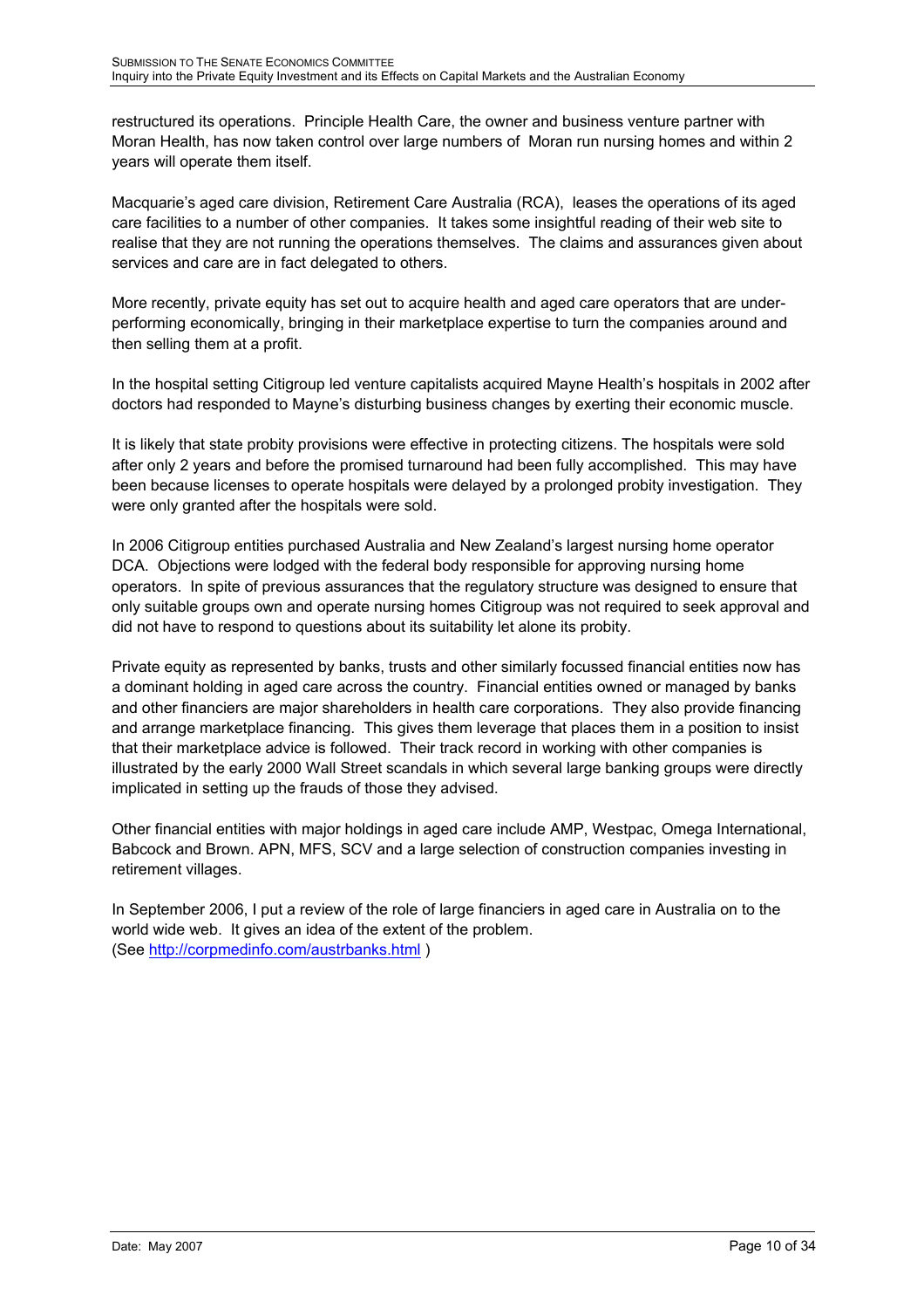restructured its operations. Principle Health Care, the owner and business venture partner with Moran Health, has now taken control over large numbers of Moran run nursing homes and within 2 years will operate them itself.

Macquarie's aged care division, Retirement Care Australia (RCA), leases the operations of its aged care facilities to a number of other companies. It takes some insightful reading of their web site to realise that they are not running the operations themselves. The claims and assurances given about services and care are in fact delegated to others.

More recently, private equity has set out to acquire health and aged care operators that are under-performing economically, bringing in their marketplace expertise to turn the companies around and then selling them at a profit.

In the hospital setting Citigroup led venture capitalists acquired Mayne Health's hospitals in 2002 after doctors had responded to Mayne's disturbing business changes by exerting their economic muscle.

It is likely that state probity provisions were effective in protecting citizens. The hospitals were sold after only 2 years and before the promised turnaround had been fully accomplished. This may have been because licenses to operate hospitals were delayed by a prolonged probity investigation. They were only granted after the hospitals were sold.

In 2006 Citigroup entities purchased Australia and New Zealand's largest nursing home operator DCA. Objections were lodged with the federal body responsible for approving nursing home operators. In spite of previous assurances that the regulatory structure was designed to ensure that only suitable groups own and operate nursing homes Citigroup was not required to seek approval and did not have to respond to questions about its suitability let alone its probity.

Private equity as represented by banks, trusts and other similarly focussed financial entities now has a dominant holding in aged care across the country. Financial entities owned or managed by banks and other financiers are major shareholders in health care corporations. They also provide financing and arrange marketplace financing. This gives them leverage that places them in a position to insist that their marketplace advice is followed. Their track record in working with other companies is illustrated by the early 2000 Wall Street scandals in which several large banking groups were directly implicated in setting up the frauds of those they advised.

Other financial entities with major holdings in aged care include AMP, Westpac, Omega International, Babcock and Brown. APN, MFS, SCV and a large selection of construction companies investing in retirement villages.

In September 2006, I put a review of the role of large financiers in aged care in Australia on to the world wide web. It gives an idea of the extent of the problem.
(See http://corpmedinfo.com/austrbanks.html )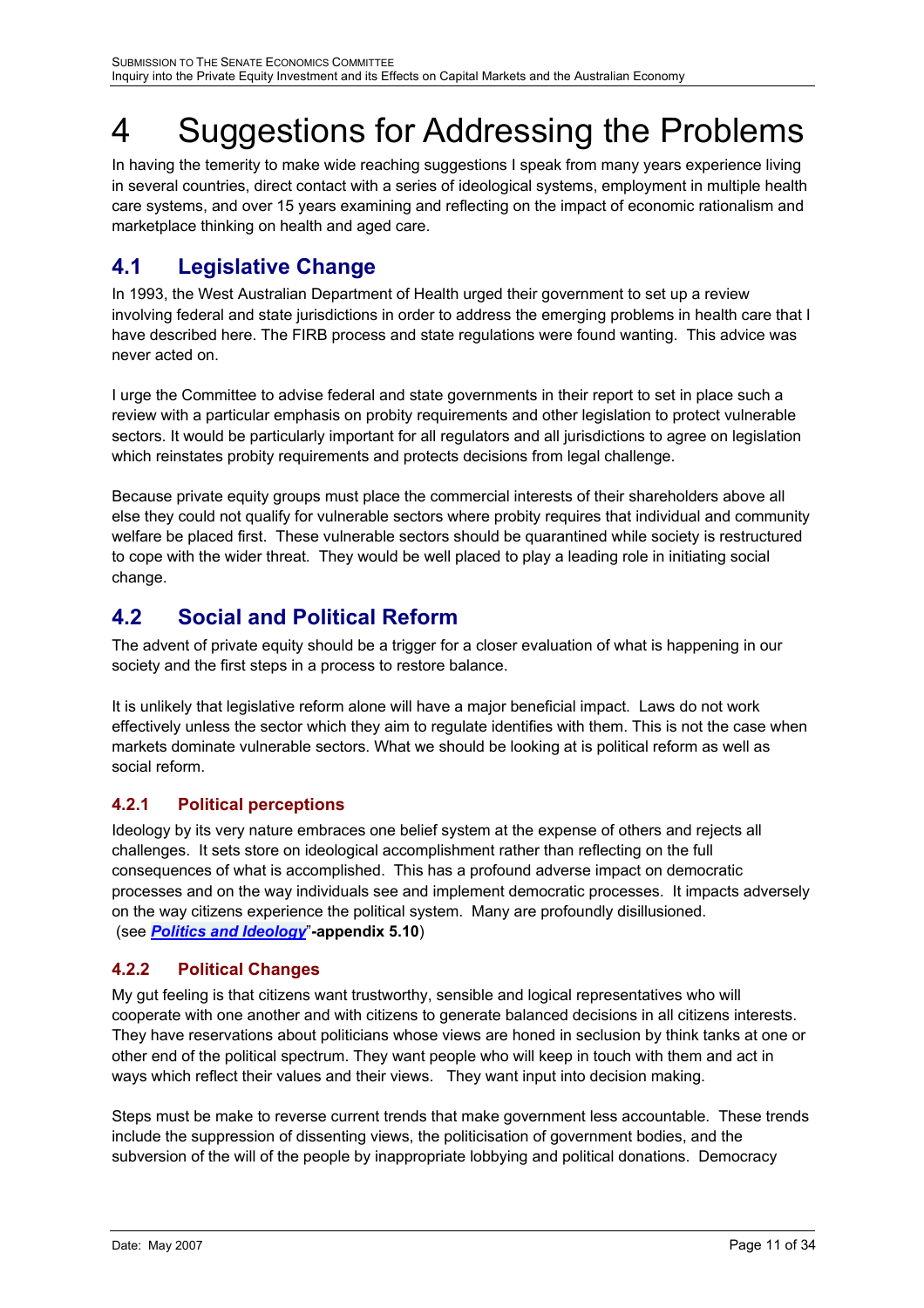# 4 Suggestions for Addressing the Problems

In having the temerity to make wide reaching suggestions I speak from many years experience living in several countries, direct contact with a series of ideological systems, employment in multiple health care systems, and over 15 years examining and reflecting on the impact of economic rationalism and marketplace thinking on health and aged care.

## 4.1 Legislative Change

In 1993, the West Australian Department of Health urged their government to set up a review involving federal and state jurisdictions in order to address the emerging problems in health care that I have described here. The FIRB process and state regulations were found wanting. This advice was never acted on.

I urge the Committee to advise federal and state governments in their report to set in place such a review with a particular emphasis on probity requirements and other legislation to protect vulnerable sectors. It would be particularly important for all regulators and all jurisdictions to agree on legislation which reinstates probity requirements and protects decisions from legal challenge.

Because private equity groups must place the commercial interests of their shareholders above all else they could not qualify for vulnerable sectors where probity requires that individual and community welfare be placed first. These vulnerable sectors should be quarantined while society is restructured to cope with the wider threat. They would be well placed to play a leading role in initiating social change.

## 4.2 Social and Political Reform

The advent of private equity should be a trigger for a closer evaluation of what is happening in our society and the first steps in a process to restore balance.

It is unlikely that legislative reform alone will have a major beneficial impact. Laws do not work effectively unless the sector which they aim to regulate identifies with them. This is not the case when markets dominate vulnerable sectors. What we should be looking at is political reform as well as social reform.

### 4.2.1 Political perceptions

Ideology by its very nature embraces one belief system at the expense of others and rejects all challenges. It sets store on ideological accomplishment rather than reflecting on the full consequences of what is accomplished. This has a profound adverse impact on democratic processes and on the way individuals see and implement democratic processes. It impacts adversely on the way citizens experience the political system. Many are profoundly disillusioned. (see "***Politics and Ideology***"**-appendix 5.10**)

### 4.2.2 Political Changes

My gut feeling is that citizens want trustworthy, sensible and logical representatives who will cooperate with one another and with citizens to generate balanced decisions in all citizens interests. They have reservations about politicians whose views are honed in seclusion by think tanks at one or other end of the political spectrum. They want people who will keep in touch with them and act in ways which reflect their values and their views. They want input into decision making.

Steps must be make to reverse current trends that make government less accountable. These trends include the suppression of dissenting views, the politicisation of government bodies, and the subversion of the will of the people by inappropriate lobbying and political donations. Democracy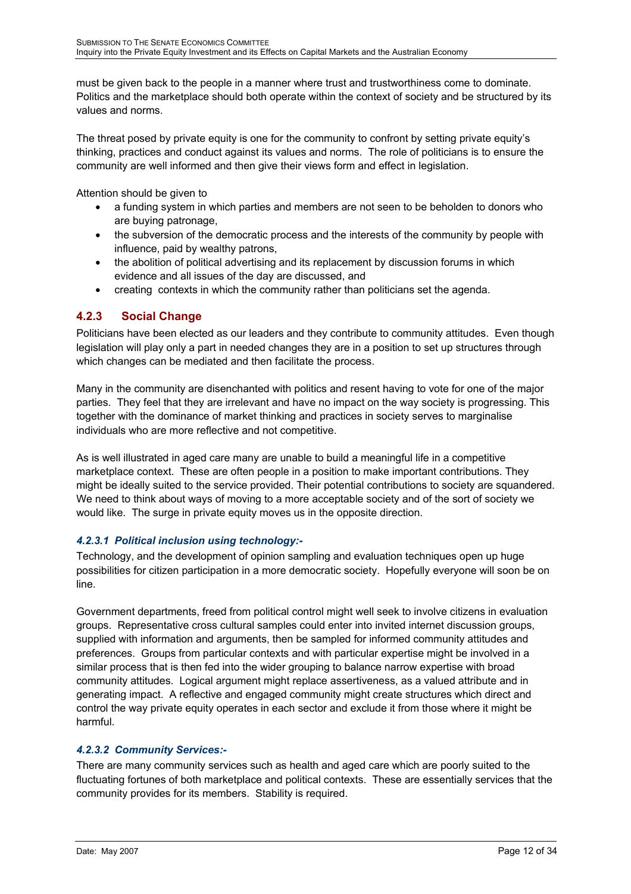must be given back to the people in a manner where trust and trustworthiness come to dominate. Politics and the marketplace should both operate within the context of society and be structured by its values and norms.

The threat posed by private equity is one for the community to confront by setting private equity's thinking, practices and conduct against its values and norms. The role of politicians is to ensure the community are well informed and then give their views form and effect in legislation.

Attention should be given to

- a funding system in which parties and members are not seen to be beholden to donors who are buying patronage,
- the subversion of the democratic process and the interests of the community by people with influence, paid by wealthy patrons,
- the abolition of political advertising and its replacement by discussion forums in which evidence and all issues of the day are discussed, and
- creating contexts in which the community rather than politicians set the agenda.

### 4.2.3 Social Change

Politicians have been elected as our leaders and they contribute to community attitudes. Even though legislation will play only a part in needed changes they are in a position to set up structures through which changes can be mediated and then facilitate the process.

Many in the community are disenchanted with politics and resent having to vote for one of the major parties. They feel that they are irrelevant and have no impact on the way society is progressing. This together with the dominance of market thinking and practices in society serves to marginalise individuals who are more reflective and not competitive.

As is well illustrated in aged care many are unable to build a meaningful life in a competitive marketplace context. These are often people in a position to make important contributions. They might be ideally suited to the service provided. Their potential contributions to society are squandered. We need to think about ways of moving to a more acceptable society and of the sort of society we would like. The surge in private equity moves us in the opposite direction.

#### *4.2.3.1 Political inclusion using technology:-*

Technology, and the development of opinion sampling and evaluation techniques open up huge possibilities for citizen participation in a more democratic society. Hopefully everyone will soon be on line.

Government departments, freed from political control might well seek to involve citizens in evaluation groups. Representative cross cultural samples could enter into invited internet discussion groups, supplied with information and arguments, then be sampled for informed community attitudes and preferences. Groups from particular contexts and with particular expertise might be involved in a similar process that is then fed into the wider grouping to balance narrow expertise with broad community attitudes. Logical argument might replace assertiveness, as a valued attribute and in generating impact. A reflective and engaged community might create structures which direct and control the way private equity operates in each sector and exclude it from those where it might be harmful.

#### *4.2.3.2 Community Services:-*

There are many community services such as health and aged care which are poorly suited to the fluctuating fortunes of both marketplace and political contexts. These are essentially services that the community provides for its members. Stability is required.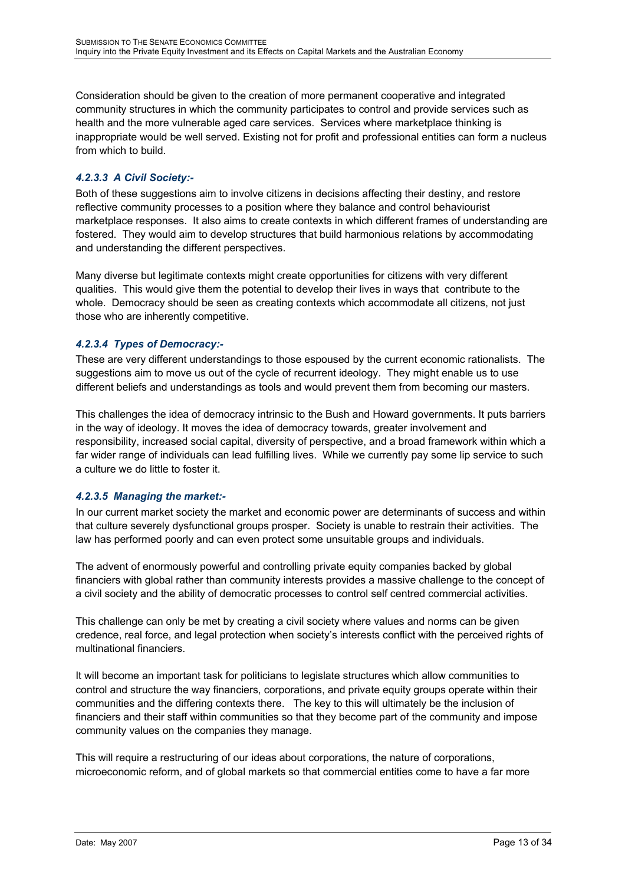Consideration should be given to the creation of more permanent cooperative and integrated community structures in which the community participates to control and provide services such as health and the more vulnerable aged care services. Services where marketplace thinking is inappropriate would be well served. Existing not for profit and professional entities can form a nucleus from which to build.

#### *4.2.3.3 A Civil Society:-*

Both of these suggestions aim to involve citizens in decisions affecting their destiny, and restore reflective community processes to a position where they balance and control behaviourist marketplace responses. It also aims to create contexts in which different frames of understanding are fostered. They would aim to develop structures that build harmonious relations by accommodating and understanding the different perspectives.

Many diverse but legitimate contexts might create opportunities for citizens with very different qualities. This would give them the potential to develop their lives in ways that contribute to the whole. Democracy should be seen as creating contexts which accommodate all citizens, not just those who are inherently competitive.

#### *4.2.3.4 Types of Democracy:-*

These are very different understandings to those espoused by the current economic rationalists. The suggestions aim to move us out of the cycle of recurrent ideology. They might enable us to use different beliefs and understandings as tools and would prevent them from becoming our masters.

This challenges the idea of democracy intrinsic to the Bush and Howard governments. It puts barriers in the way of ideology. It moves the idea of democracy towards, greater involvement and responsibility, increased social capital, diversity of perspective, and a broad framework within which a far wider range of individuals can lead fulfilling lives. While we currently pay some lip service to such a culture we do little to foster it.

#### *4.2.3.5 Managing the market:-*

In our current market society the market and economic power are determinants of success and within that culture severely dysfunctional groups prosper. Society is unable to restrain their activities. The law has performed poorly and can even protect some unsuitable groups and individuals.

The advent of enormously powerful and controlling private equity companies backed by global financiers with global rather than community interests provides a massive challenge to the concept of a civil society and the ability of democratic processes to control self centred commercial activities.

This challenge can only be met by creating a civil society where values and norms can be given credence, real force, and legal protection when society's interests conflict with the perceived rights of multinational financiers.

It will become an important task for politicians to legislate structures which allow communities to control and structure the way financiers, corporations, and private equity groups operate within their communities and the differing contexts there. The key to this will ultimately be the inclusion of financiers and their staff within communities so that they become part of the community and impose community values on the companies they manage.

This will require a restructuring of our ideas about corporations, the nature of corporations, microeconomic reform, and of global markets so that commercial entities come to have a far more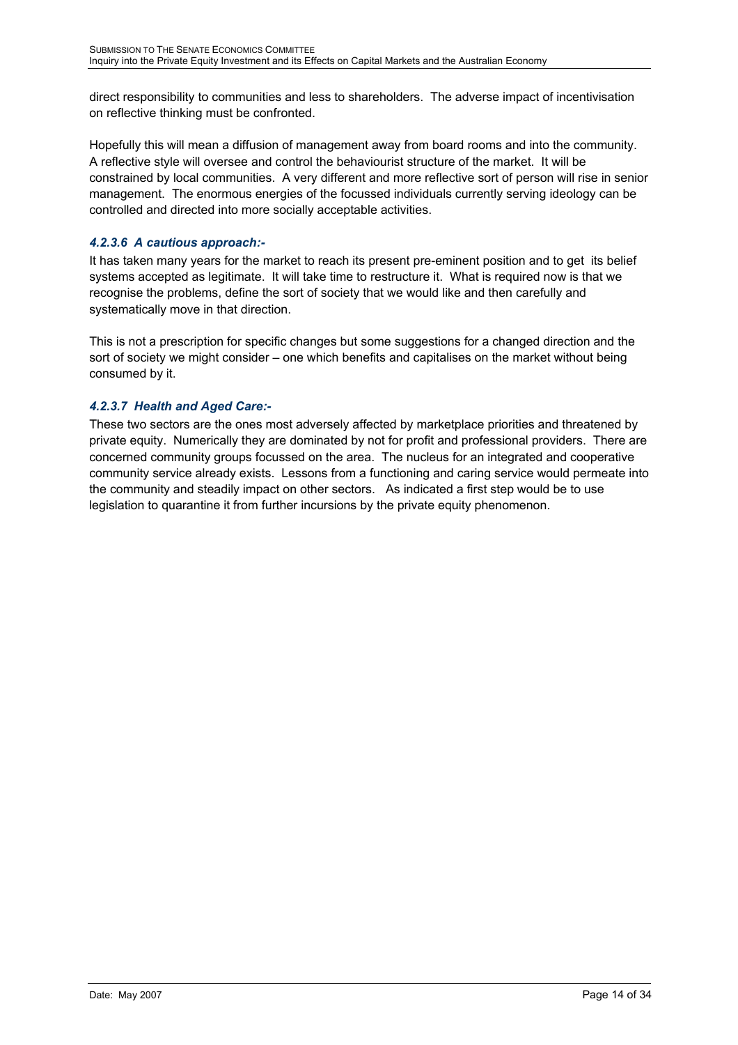direct responsibility to communities and less to shareholders. The adverse impact of incentivisation on reflective thinking must be confronted.

Hopefully this will mean a diffusion of management away from board rooms and into the community. A reflective style will oversee and control the behaviourist structure of the market. It will be constrained by local communities. A very different and more reflective sort of person will rise in senior management. The enormous energies of the focussed individuals currently serving ideology can be controlled and directed into more socially acceptable activities.

#### *4.2.3.6 A cautious approach:-*

It has taken many years for the market to reach its present pre-eminent position and to get its belief systems accepted as legitimate. It will take time to restructure it. What is required now is that we recognise the problems, define the sort of society that we would like and then carefully and systematically move in that direction.

This is not a prescription for specific changes but some suggestions for a changed direction and the sort of society we might consider – one which benefits and capitalises on the market without being consumed by it.

#### *4.2.3.7 Health and Aged Care:-*

These two sectors are the ones most adversely affected by marketplace priorities and threatened by private equity. Numerically they are dominated by not for profit and professional providers. There are concerned community groups focussed on the area. The nucleus for an integrated and cooperative community service already exists. Lessons from a functioning and caring service would permeate into the community and steadily impact on other sectors. As indicated a first step would be to use legislation to quarantine it from further incursions by the private equity phenomenon.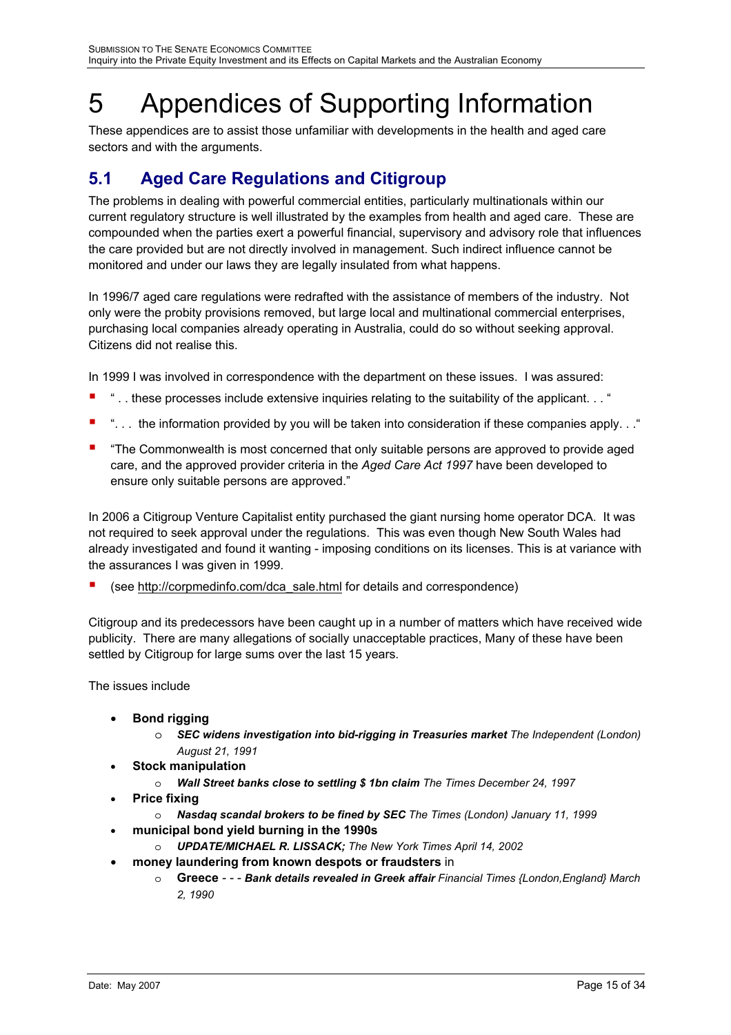# 5 Appendices of Supporting Information

These appendices are to assist those unfamiliar with developments in the health and aged care sectors and with the arguments.

## 5.1 Aged Care Regulations and Citigroup

The problems in dealing with powerful commercial entities, particularly multinationals within our current regulatory structure is well illustrated by the examples from health and aged care. These are compounded when the parties exert a powerful financial, supervisory and advisory role that influences the care provided but are not directly involved in management. Such indirect influence cannot be monitored and under our laws they are legally insulated from what happens.

In 1996/7 aged care regulations were redrafted with the assistance of members of the industry. Not only were the probity provisions removed, but large local and multinational commercial enterprises, purchasing local companies already operating in Australia, could do so without seeking approval. Citizens did not realise this.

In 1999 I was involved in correspondence with the department on these issues. I was assured:

- " . . these processes include extensive inquiries relating to the suitability of the applicant. . . "
- ". . . the information provided by you will be taken into consideration if these companies apply. . ."
- "The Commonwealth is most concerned that only suitable persons are approved to provide aged care, and the approved provider criteria in the *Aged Care Act 1997* have been developed to ensure only suitable persons are approved."

In 2006 a Citigroup Venture Capitalist entity purchased the giant nursing home operator DCA. It was not required to seek approval under the regulations. This was even though New South Wales had already investigated and found it wanting - imposing conditions on its licenses. This is at variance with the assurances I was given in 1999.

- (see http://corpmedinfo.com/dca_sale.html for details and correspondence)

Citigroup and its predecessors have been caught up in a number of matters which have received wide publicity. There are many allegations of socially unacceptable practices, Many of these have been settled by Citigroup for large sums over the last 15 years.

The issues include

- **Bond rigging**
  - ***SEC widens investigation into bid-rigging in Treasuries market*** *The Independent (London) August 21, 1991*
- **Stock manipulation**
  - ***Wall Street banks close to settling $ 1bn claim*** *The Times December 24, 1997*
- **Price fixing**
  - ***Nasdaq scandal brokers to be fined by SEC*** *The Times (London) January 11, 1999*
- **municipal bond yield burning in the 1990s**
  - ***UPDATE/MICHAEL R. LISSACK;*** *The New York Times April 14, 2002*
- **money laundering from known despots or fraudsters** in
  - **Greece** *- - -* ***Bank details revealed in Greek affair*** *Financial Times {London,England} March 2, 1990*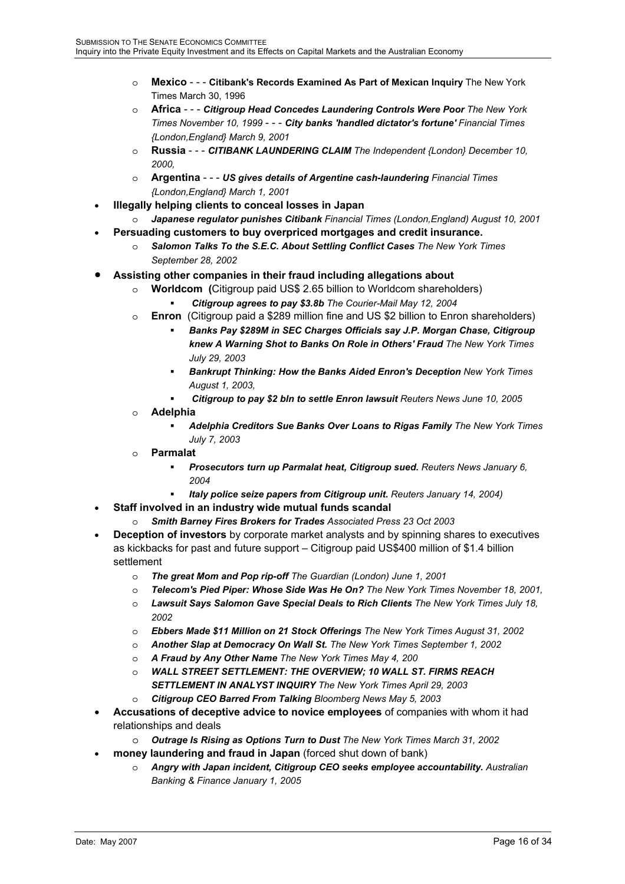- **Mexico** - - - **Citibank's Records Examined As Part of Mexican Inquiry** The New York Times March 30, 1996
- **Africa** - - - ***Citigroup Head Concedes Laundering Controls Were Poor*** *The New York Times November 10, 1999* - - - ***City banks 'handled dictator's fortune'*** *Financial Times {London,England} March 9, 2001*
- **Russia** - - - ***CITIBANK LAUNDERING CLAIM*** *The Independent {London} December 10, 2000,*
- **Argentina** - - - ***US gives details of Argentine cash-laundering*** *Financial Times {London,England} March 1, 2001*

- **Illegally helping clients to conceal losses in Japan**
  - ***Japanese regulator punishes Citibank*** *Financial Times (London,England) August 10, 2001*
- **Persuading customers to buy overpriced mortgages and credit insurance.**
  - ***Salomon Talks To the S.E.C. About Settling Conflict Cases*** *The New York Times September 28, 2002*
- **Assisting other companies in their fraud including allegations about**
  - **Worldcom (**Citigroup paid US$ 2.65 billion to Worldcom shareholders)
    - ***Citigroup agrees to pay $3.8b*** *The Courier-Mail May 12, 2004*
  - **Enron** (Citigroup paid a $289 million fine and US $2 billion to Enron shareholders)
    - ***Banks Pay $289M in SEC Charges Officials say J.P. Morgan Chase, Citigroup knew A Warning Shot to Banks On Role in Others' Fraud*** *The New York Times July 29, 2003*
    - ***Bankrupt Thinking: How the Banks Aided Enron's Deception*** *New York Times August 1, 2003,*
    - ***Citigroup to pay $2 bln to settle Enron lawsuit*** *Reuters News June 10, 2005*
  - **Adelphia**
    - ***Adelphia Creditors Sue Banks Over Loans to Rigas Family*** *The New York Times July 7, 2003*
  - **Parmalat**
    - ***Prosecutors turn up Parmalat heat, Citigroup sued.*** *Reuters News January 6, 2004*
    - ***Italy police seize papers from Citigroup unit.*** *Reuters January 14, 2004)*
- **Staff involved in an industry wide mutual funds scandal**
  - ***Smith Barney Fires Brokers for Trades*** *Associated Press 23 Oct 2003*
- **Deception of investors** by corporate market analysts and by spinning shares to executives as kickbacks for past and future support – Citigroup paid US$400 million of $1.4 billion settlement
  - ***The great Mom and Pop rip-off*** *The Guardian (London) June 1, 2001*
  - ***Telecom's Pied Piper: Whose Side Was He On?*** *The New York Times November 18, 2001,*
  - ***Lawsuit Says Salomon Gave Special Deals to Rich Clients*** *The New York Times July 18, 2002*
  - ***Ebbers Made $11 Million on 21 Stock Offerings*** *The New York Times August 31, 2002*
  - ***Another Slap at Democracy On Wall St.*** *The New York Times September 1, 2002*
  - ***A Fraud by Any Other Name*** *The New York Times May 4, 200*
  - ***WALL STREET SETTLEMENT: THE OVERVIEW; 10 WALL ST. FIRMS REACH SETTLEMENT IN ANALYST INQUIRY*** *The New York Times April 29, 2003*
  - ***Citigroup CEO Barred From Talking*** *Bloomberg News May 5, 2003*
- **Accusations of deceptive advice to novice employees** of companies with whom it had relationships and deals
  - ***Outrage Is Rising as Options Turn to Dust*** *The New York Times March 31, 2002*
- **money laundering and fraud in Japan** (forced shut down of bank)
  - ***Angry with Japan incident, Citigroup CEO seeks employee accountability.*** *Australian Banking & Finance January 1, 2005*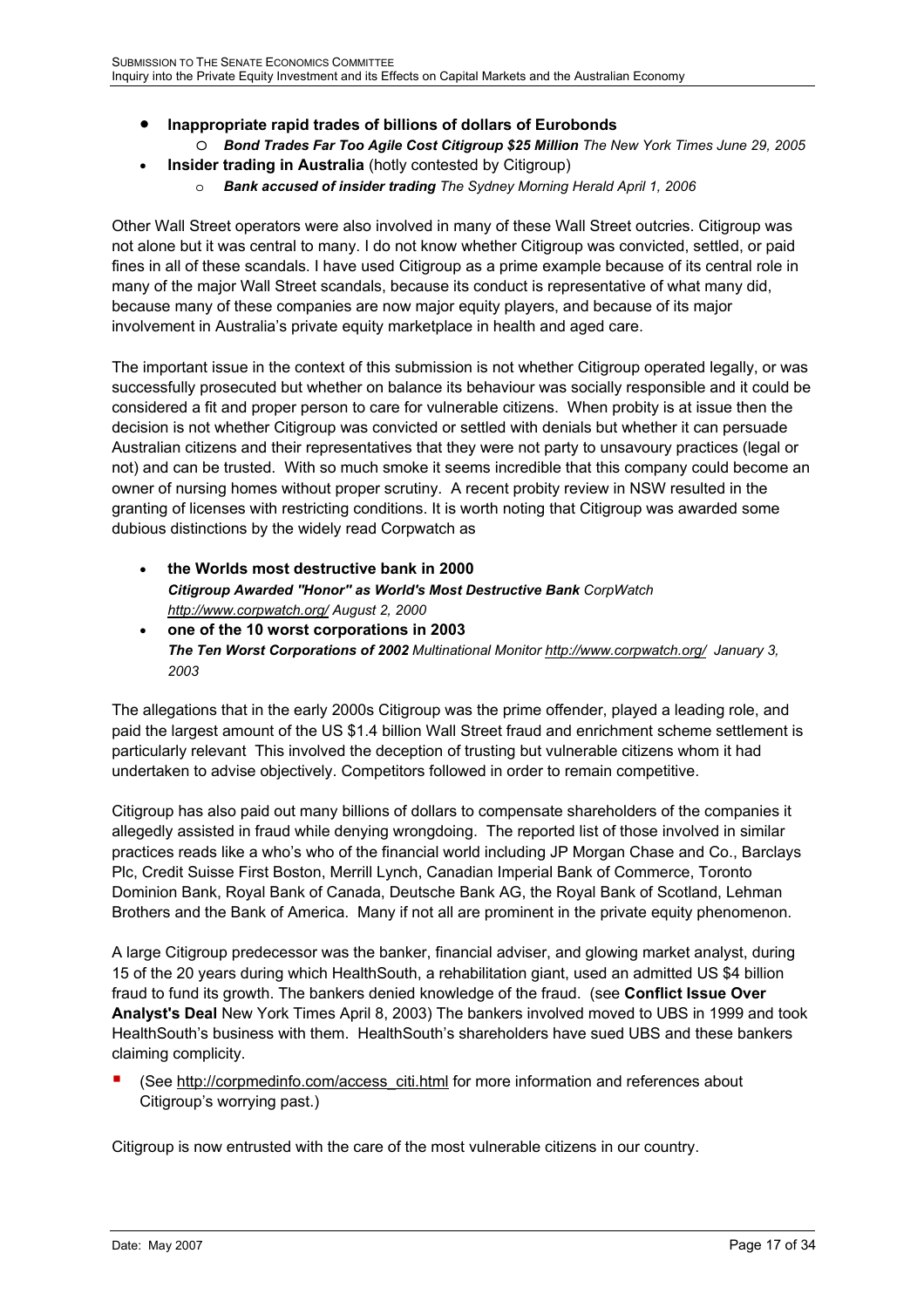- **Inappropriate rapid trades of billions of dollars of Eurobonds**
    - ***Bond Trades Far Too Agile Cost Citigroup $25 Million*** *The New York Times June 29, 2005*
- **Insider trading in Australia** (hotly contested by Citigroup)
    - ***Bank accused of insider trading*** *The Sydney Morning Herald April 1, 2006*

Other Wall Street operators were also involved in many of these Wall Street outcries. Citigroup was not alone but it was central to many. I do not know whether Citigroup was convicted, settled, or paid fines in all of these scandals. I have used Citigroup as a prime example because of its central role in many of the major Wall Street scandals, because its conduct is representative of what many did, because many of these companies are now major equity players, and because of its major involvement in Australia's private equity marketplace in health and aged care.

The important issue in the context of this submission is not whether Citigroup operated legally, or was successfully prosecuted but whether on balance its behaviour was socially responsible and it could be considered a fit and proper person to care for vulnerable citizens. When probity is at issue then the decision is not whether Citigroup was convicted or settled with denials but whether it can persuade Australian citizens and their representatives that they were not party to unsavoury practices (legal or not) and can be trusted. With so much smoke it seems incredible that this company could become an owner of nursing homes without proper scrutiny. A recent probity review in NSW resulted in the granting of licenses with restricting conditions. It is worth noting that Citigroup was awarded some dubious distinctions by the widely read Corpwatch as

- **the Worlds most destructive bank in 2000**
  ***Citigroup Awarded "Honor" as World's Most Destructive Bank*** *CorpWatch http://www.corpwatch.org/ August 2, 2000*
- **one of the 10 worst corporations in 2003**
  ***The Ten Worst Corporations of 2002*** *Multinational Monitor http://www.corpwatch.org/ January 3, 2003*

The allegations that in the early 2000s Citigroup was the prime offender, played a leading role, and paid the largest amount of the US $1.4 billion Wall Street fraud and enrichment scheme settlement is particularly relevant This involved the deception of trusting but vulnerable citizens whom it had undertaken to advise objectively. Competitors followed in order to remain competitive.

Citigroup has also paid out many billions of dollars to compensate shareholders of the companies it allegedly assisted in fraud while denying wrongdoing. The reported list of those involved in similar practices reads like a who's who of the financial world including JP Morgan Chase and Co., Barclays Plc, Credit Suisse First Boston, Merrill Lynch, Canadian Imperial Bank of Commerce, Toronto Dominion Bank, Royal Bank of Canada, Deutsche Bank AG, the Royal Bank of Scotland, Lehman Brothers and the Bank of America. Many if not all are prominent in the private equity phenomenon.

A large Citigroup predecessor was the banker, financial adviser, and glowing market analyst, during 15 of the 20 years during which HealthSouth, a rehabilitation giant, used an admitted US $4 billion fraud to fund its growth. The bankers denied knowledge of the fraud. (see **Conflict Issue Over Analyst's Deal** New York Times April 8, 2003) The bankers involved moved to UBS in 1999 and took HealthSouth's business with them. HealthSouth's shareholders have sued UBS and these bankers claiming complicity.

- (See http://corpmedinfo.com/access_citi.html for more information and references about Citigroup's worrying past.)

Citigroup is now entrusted with the care of the most vulnerable citizens in our country.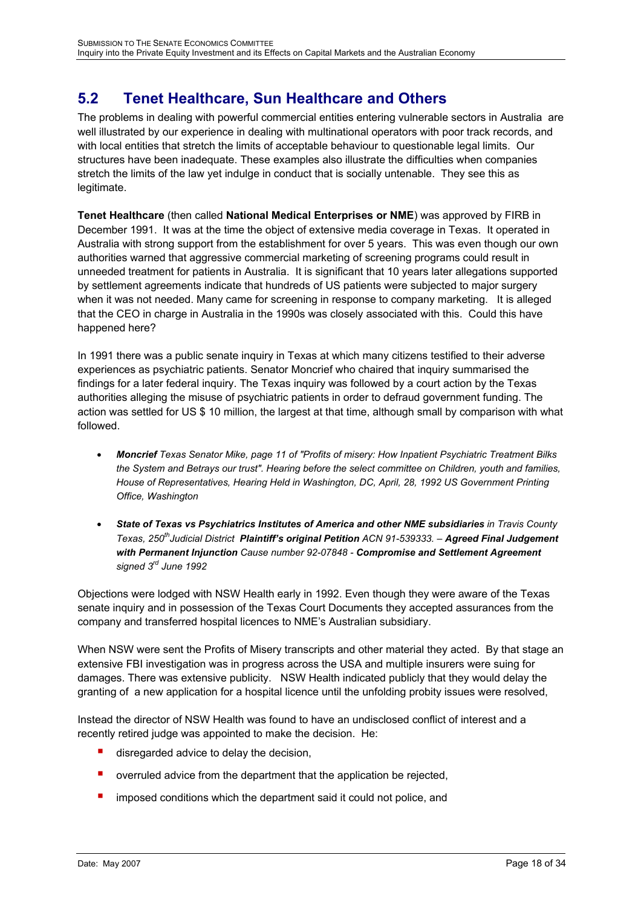## 5.2 Tenet Healthcare, Sun Healthcare and Others

The problems in dealing with powerful commercial entities entering vulnerable sectors in Australia are well illustrated by our experience in dealing with multinational operators with poor track records, and with local entities that stretch the limits of acceptable behaviour to questionable legal limits. Our structures have been inadequate. These examples also illustrate the difficulties when companies stretch the limits of the law yet indulge in conduct that is socially untenable. They see this as legitimate.

**Tenet Healthcare** (then called **National Medical Enterprises or NME**) was approved by FIRB in December 1991. It was at the time the object of extensive media coverage in Texas. It operated in Australia with strong support from the establishment for over 5 years. This was even though our own authorities warned that aggressive commercial marketing of screening programs could result in unneeded treatment for patients in Australia. It is significant that 10 years later allegations supported by settlement agreements indicate that hundreds of US patients were subjected to major surgery when it was not needed. Many came for screening in response to company marketing. It is alleged that the CEO in charge in Australia in the 1990s was closely associated with this. Could this have happened here?

In 1991 there was a public senate inquiry in Texas at which many citizens testified to their adverse experiences as psychiatric patients. Senator Moncrief who chaired that inquiry summarised the findings for a later federal inquiry. The Texas inquiry was followed by a court action by the Texas authorities alleging the misuse of psychiatric patients in order to defraud government funding. The action was settled for US $ 10 million, the largest at that time, although small by comparison with what followed.

- ***Moncrief*** *Texas Senator Mike, page 11 of "Profits of misery: How Inpatient Psychiatric Treatment Bilks the System and Betrays our trust". Hearing before the select committee on Children, youth and families, House of Representatives, Hearing Held in Washington, DC, April, 28, 1992 US Government Printing Office, Washington*

- ***State of Texas vs Psychiatrics Institutes of America and other NME subsidiaries*** *in Travis County Texas, 250th Judicial District* ***Plaintiff's original Petition*** *ACN 91-539333. –* ***Agreed Final Judgement with Permanent Injunction*** *Cause number 92-07848 -* ***Compromise and Settlement Agreement*** *signed 3rd June 1992*

Objections were lodged with NSW Health early in 1992. Even though they were aware of the Texas senate inquiry and in possession of the Texas Court Documents they accepted assurances from the company and transferred hospital licences to NME's Australian subsidiary.

When NSW were sent the Profits of Misery transcripts and other material they acted. By that stage an extensive FBI investigation was in progress across the USA and multiple insurers were suing for damages. There was extensive publicity. NSW Health indicated publicly that they would delay the granting of a new application for a hospital licence until the unfolding probity issues were resolved,

Instead the director of NSW Health was found to have an undisclosed conflict of interest and a recently retired judge was appointed to make the decision. He:

- disregarded advice to delay the decision,
- overruled advice from the department that the application be rejected,
- imposed conditions which the department said it could not police, and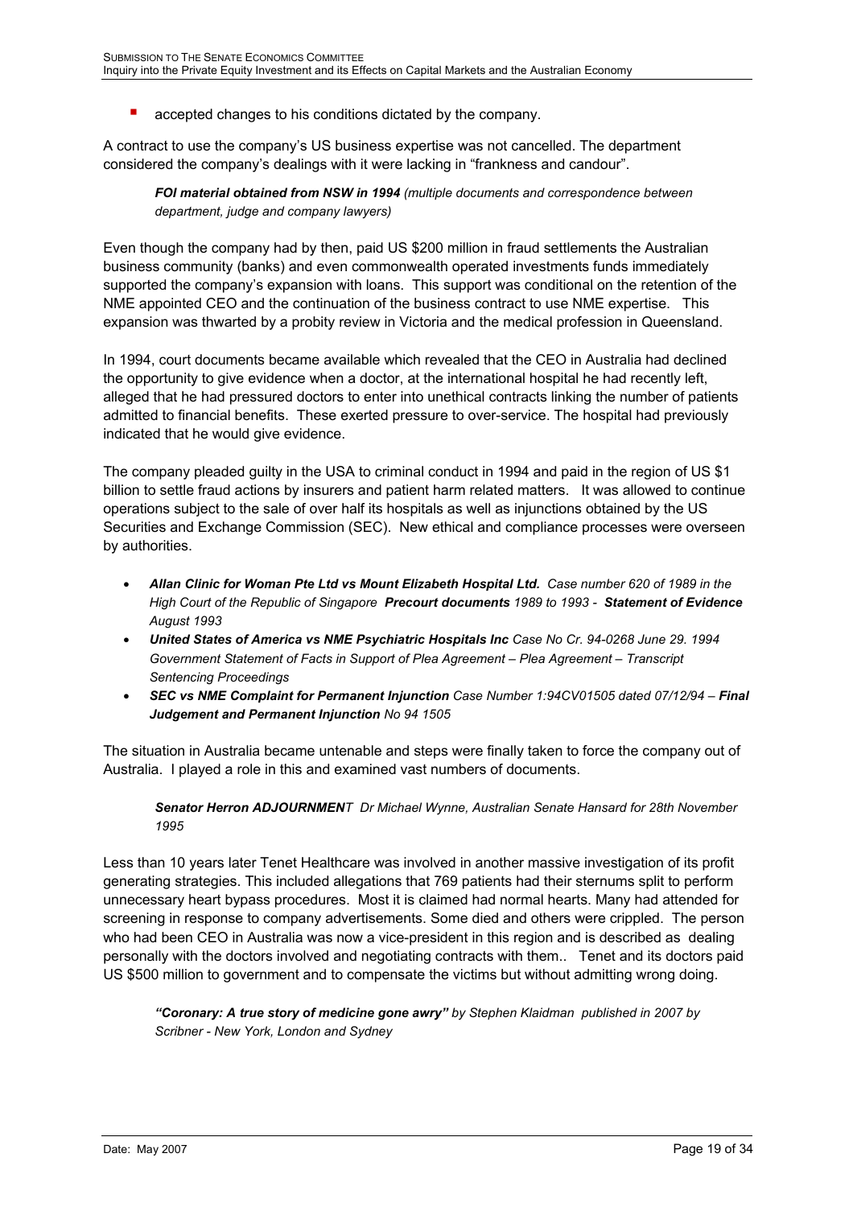- accepted changes to his conditions dictated by the company.

A contract to use the company's US business expertise was not cancelled. The department considered the company's dealings with it were lacking in "frankness and candour".

> ***FOI material obtained from NSW in 1994*** *(multiple documents and correspondence between department, judge and company lawyers)*

Even though the company had by then, paid US $200 million in fraud settlements the Australian business community (banks) and even commonwealth operated investments funds immediately supported the company's expansion with loans. This support was conditional on the retention of the NME appointed CEO and the continuation of the business contract to use NME expertise. This expansion was thwarted by a probity review in Victoria and the medical profession in Queensland.

In 1994, court documents became available which revealed that the CEO in Australia had declined the opportunity to give evidence when a doctor, at the international hospital he had recently left, alleged that he had pressured doctors to enter into unethical contracts linking the number of patients admitted to financial benefits. These exerted pressure to over-service. The hospital had previously indicated that he would give evidence.

The company pleaded guilty in the USA to criminal conduct in 1994 and paid in the region of US $1 billion to settle fraud actions by insurers and patient harm related matters. It was allowed to continue operations subject to the sale of over half its hospitals as well as injunctions obtained by the US Securities and Exchange Commission (SEC). New ethical and compliance processes were overseen by authorities.

- ***Allan Clinic for Woman Pte Ltd vs Mount Elizabeth Hospital Ltd.*** *Case number 620 of 1989 in the High Court of the Republic of Singapore* ***Precourt documents*** *1989 to 1993 -* ***Statement of Evidence*** *August 1993*
- ***United States of America vs NME Psychiatric Hospitals Inc*** *Case No Cr. 94-0268 June 29. 1994 Government Statement of Facts in Support of Plea Agreement – Plea Agreement – Transcript Sentencing Proceedings*
- ***SEC vs NME Complaint for Permanent Injunction*** *Case Number 1:94CV01505 dated 07/12/94 –* ***Final Judgement and Permanent Injunction*** *No 94 1505*

The situation in Australia became untenable and steps were finally taken to force the company out of Australia. I played a role in this and examined vast numbers of documents.

> ***Senator Herron ADJOURNMENT*** *Dr Michael Wynne, Australian Senate Hansard for 28th November 1995*

Less than 10 years later Tenet Healthcare was involved in another massive investigation of its profit generating strategies. This included allegations that 769 patients had their sternums split to perform unnecessary heart bypass procedures. Most it is claimed had normal hearts. Many had attended for screening in response to company advertisements. Some died and others were crippled. The person who had been CEO in Australia was now a vice-president in this region and is described as dealing personally with the doctors involved and negotiating contracts with them.. Tenet and its doctors paid US $500 million to government and to compensate the victims but without admitting wrong doing.

> ***"Coronary: A true story of medicine gone awry"*** *by Stephen Klaidman published in 2007 by Scribner - New York, London and Sydney*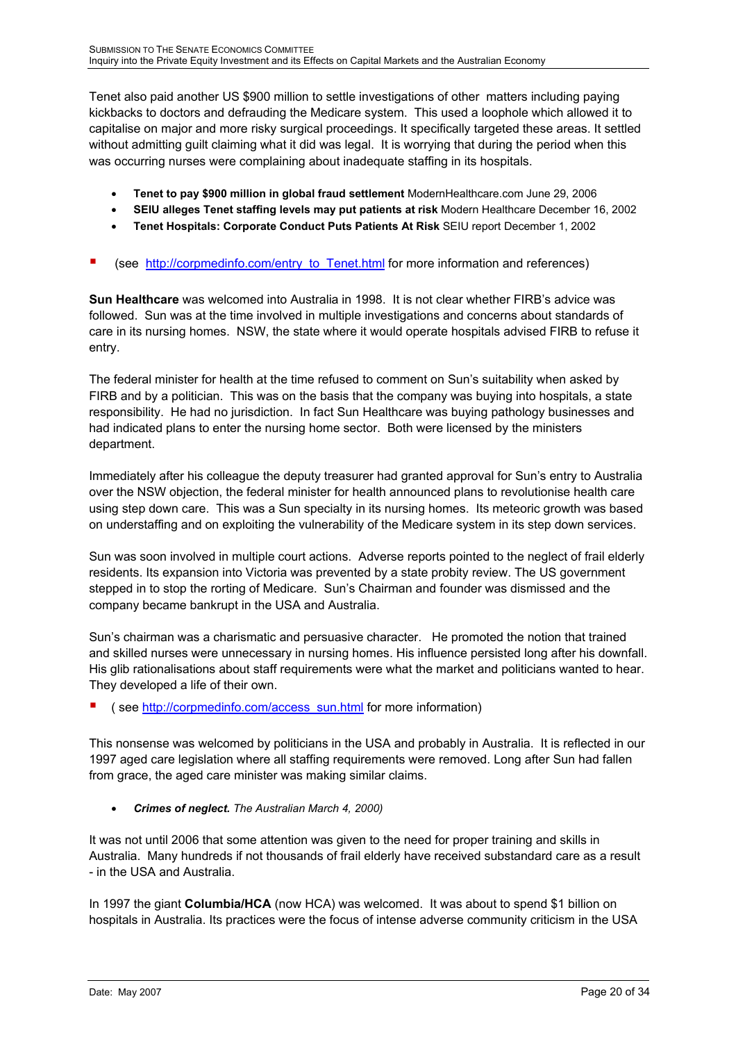Tenet also paid another US $900 million to settle investigations of other matters including paying kickbacks to doctors and defrauding the Medicare system. This used a loophole which allowed it to capitalise on major and more risky surgical proceedings. It specifically targeted these areas. It settled without admitting guilt claiming what it did was legal. It is worrying that during the period when this was occurring nurses were complaining about inadequate staffing in its hospitals.

- **Tenet to pay $900 million in global fraud settlement** ModernHealthcare.com June 29, 2006
- **SEIU alleges Tenet staffing levels may put patients at risk** Modern Healthcare December 16, 2002
- **Tenet Hospitals: Corporate Conduct Puts Patients At Risk** SEIU report December 1, 2002

- (see http://corpmedinfo.com/entry_to_Tenet.html for more information and references)

**Sun Healthcare** was welcomed into Australia in 1998. It is not clear whether FIRB's advice was followed. Sun was at the time involved in multiple investigations and concerns about standards of care in its nursing homes. NSW, the state where it would operate hospitals advised FIRB to refuse it entry.

The federal minister for health at the time refused to comment on Sun's suitability when asked by FIRB and by a politician. This was on the basis that the company was buying into hospitals, a state responsibility. He had no jurisdiction. In fact Sun Healthcare was buying pathology businesses and had indicated plans to enter the nursing home sector. Both were licensed by the ministers department.

Immediately after his colleague the deputy treasurer had granted approval for Sun's entry to Australia over the NSW objection, the federal minister for health announced plans to revolutionise health care using step down care. This was a Sun specialty in its nursing homes. Its meteoric growth was based on understaffing and on exploiting the vulnerability of the Medicare system in its step down services.

Sun was soon involved in multiple court actions. Adverse reports pointed to the neglect of frail elderly residents. Its expansion into Victoria was prevented by a state probity review. The US government stepped in to stop the rorting of Medicare. Sun's Chairman and founder was dismissed and the company became bankrupt in the USA and Australia.

Sun's chairman was a charismatic and persuasive character. He promoted the notion that trained and skilled nurses were unnecessary in nursing homes. His influence persisted long after his downfall. His glib rationalisations about staff requirements were what the market and politicians wanted to hear. They developed a life of their own.

- ( see http://corpmedinfo.com/access_sun.html for more information)

This nonsense was welcomed by politicians in the USA and probably in Australia. It is reflected in our 1997 aged care legislation where all staffing requirements were removed. Long after Sun had fallen from grace, the aged care minister was making similar claims.

- ***Crimes of neglect.*** *The Australian March 4, 2000)*

It was not until 2006 that some attention was given to the need for proper training and skills in Australia. Many hundreds if not thousands of frail elderly have received substandard care as a result - in the USA and Australia.

In 1997 the giant **Columbia/HCA** (now HCA) was welcomed. It was about to spend $1 billion on hospitals in Australia. Its practices were the focus of intense adverse community criticism in the USA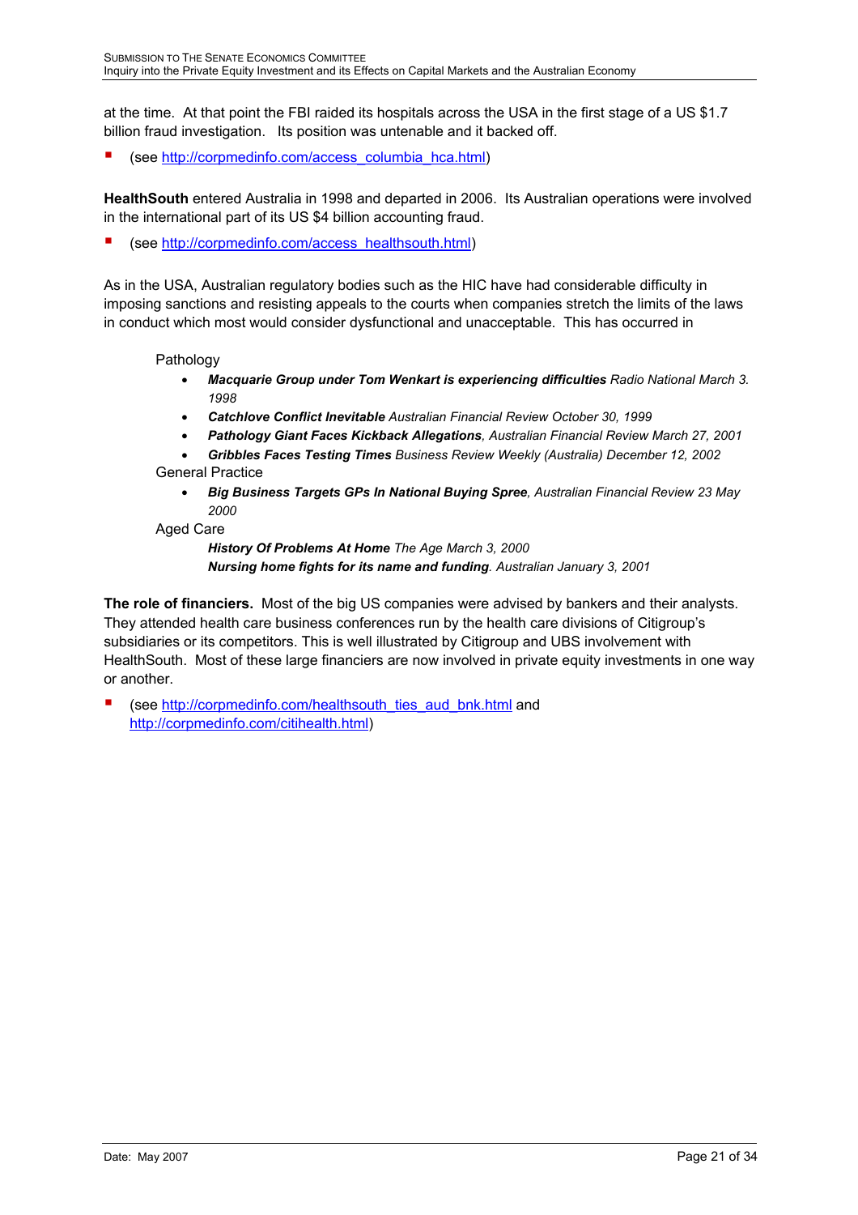at the time. At that point the FBI raided its hospitals across the USA in the first stage of a US $1.7 billion fraud investigation. Its position was untenable and it backed off.

- (see http://corpmedinfo.com/access_columbia_hca.html)

**HealthSouth** entered Australia in 1998 and departed in 2006. Its Australian operations were involved in the international part of its US $4 billion accounting fraud.

- (see http://corpmedinfo.com/access_healthsouth.html)

As in the USA, Australian regulatory bodies such as the HIC have had considerable difficulty in imposing sanctions and resisting appeals to the courts when companies stretch the limits of the laws in conduct which most would consider dysfunctional and unacceptable. This has occurred in

Pathology

- ***Macquarie Group under Tom Wenkart is experiencing difficulties*** *Radio National March 3. 1998*
- ***Catchlove Conflict Inevitable*** *Australian Financial Review October 30, 1999*
- ***Pathology Giant Faces Kickback Allegations****, Australian Financial Review March 27, 2001*
- ***Gribbles Faces Testing Times*** *Business Review Weekly (Australia) December 12, 2002*

General Practice

- ***Big Business Targets GPs In National Buying Spree****, Australian Financial Review 23 May 2000*

Aged Care

***History Of Problems At Home*** *The Age March 3, 2000*
***Nursing home fights for its name and funding****. Australian January 3, 2001*

**The role of financiers.** Most of the big US companies were advised by bankers and their analysts. They attended health care business conferences run by the health care divisions of Citigroup's subsidiaries or its competitors. This is well illustrated by Citigroup and UBS involvement with HealthSouth. Most of these large financiers are now involved in private equity investments in one way or another.

- (see http://corpmedinfo.com/healthsouth_ties_aud_bnk.html and http://corpmedinfo.com/citihealth.html)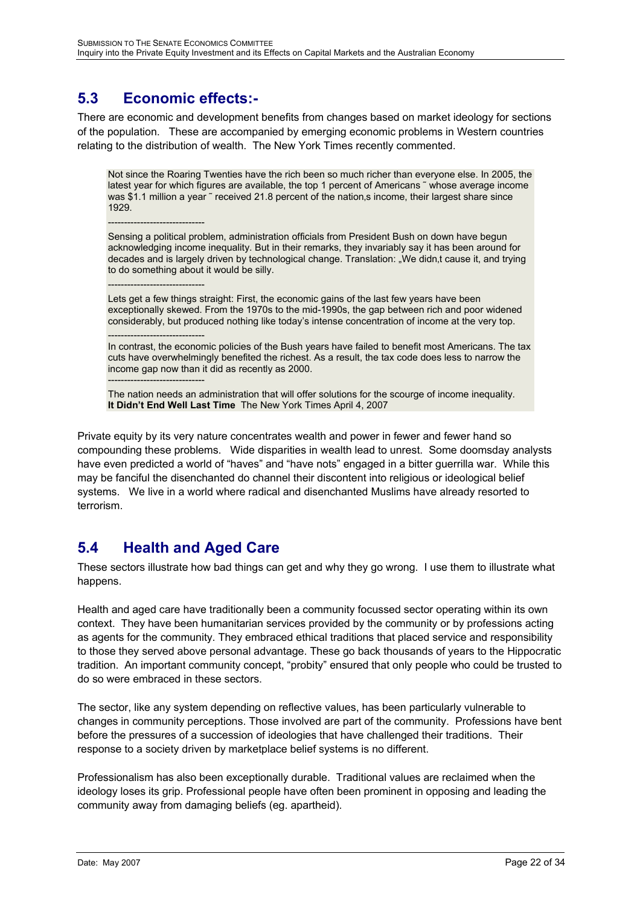## 5.3 Economic effects:-

There are economic and development benefits from changes based on market ideology for sections of the population. These are accompanied by emerging economic problems in Western countries relating to the distribution of wealth. The New York Times recently commented.

> Not since the Roaring Twenties have the rich been so much richer than everyone else. In 2005, the latest year for which figures are available, the top 1 percent of Americans ˜ whose average income was $1.1 million a year ˜ received 21.8 percent of the nation,s income, their largest share since 1929.
>
> ------------------------------
>
> Sensing a political problem, administration officials from President Bush on down have begun acknowledging income inequality. But in their remarks, they invariably say it has been around for decades and is largely driven by technological change. Translation: „We didn,t cause it, and trying to do something about it would be silly.
>
> ------------------------------
>
> Lets get a few things straight: First, the economic gains of the last few years have been exceptionally skewed. From the 1970s to the mid-1990s, the gap between rich and poor widened considerably, but produced nothing like today's intense concentration of income at the very top.
>
> ------------------------------
>
> In contrast, the economic policies of the Bush years have failed to benefit most Americans. The tax cuts have overwhelmingly benefited the richest. As a result, the tax code does less to narrow the income gap now than it did as recently as 2000.
>
> ------------------------------
>
> The nation needs an administration that will offer solutions for the scourge of income inequality.
> **It Didn't End Well Last Time** The New York Times April 4, 2007

Private equity by its very nature concentrates wealth and power in fewer and fewer hand so compounding these problems. Wide disparities in wealth lead to unrest. Some doomsday analysts have even predicted a world of "haves" and "have nots" engaged in a bitter guerrilla war. While this may be fanciful the disenchanted do channel their discontent into religious or ideological belief systems. We live in a world where radical and disenchanted Muslims have already resorted to terrorism.

## 5.4 Health and Aged Care

These sectors illustrate how bad things can get and why they go wrong. I use them to illustrate what happens.

Health and aged care have traditionally been a community focussed sector operating within its own context. They have been humanitarian services provided by the community or by professions acting as agents for the community. They embraced ethical traditions that placed service and responsibility to those they served above personal advantage. These go back thousands of years to the Hippocratic tradition. An important community concept, "probity" ensured that only people who could be trusted to do so were embraced in these sectors.

The sector, like any system depending on reflective values, has been particularly vulnerable to changes in community perceptions. Those involved are part of the community. Professions have bent before the pressures of a succession of ideologies that have challenged their traditions. Their response to a society driven by marketplace belief systems is no different.

Professionalism has also been exceptionally durable. Traditional values are reclaimed when the ideology loses its grip. Professional people have often been prominent in opposing and leading the community away from damaging beliefs (eg. apartheid).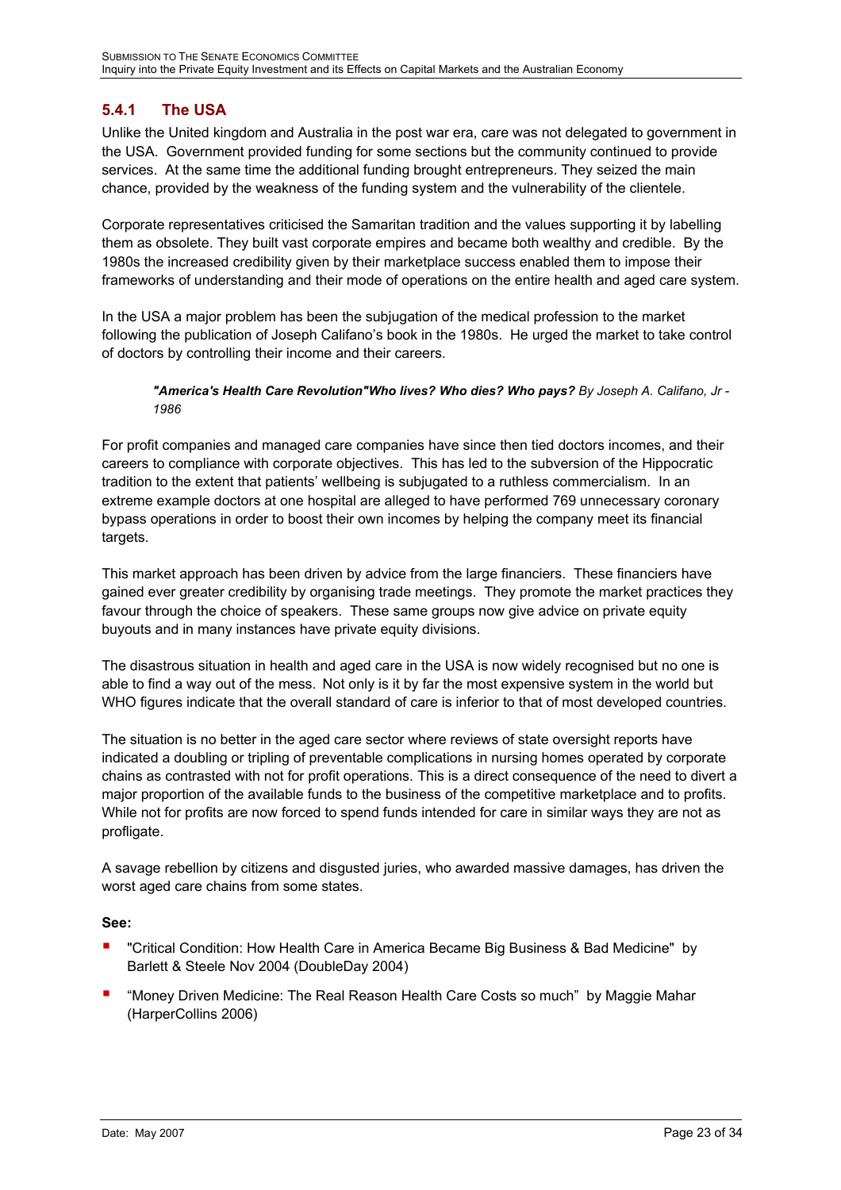### 5.4.1 The USA

Unlike the United kingdom and Australia in the post war era, care was not delegated to government in the USA. Government provided funding for some sections but the community continued to provide services. At the same time the additional funding brought entrepreneurs. They seized the main chance, provided by the weakness of the funding system and the vulnerability of the clientele.

Corporate representatives criticised the Samaritan tradition and the values supporting it by labelling them as obsolete. They built vast corporate empires and became both wealthy and credible. By the 1980s the increased credibility given by their marketplace success enabled them to impose their frameworks of understanding and their mode of operations on the entire health and aged care system.

In the USA a major problem has been the subjugation of the medical profession to the market following the publication of Joseph Califano's book in the 1980s. He urged the market to take control of doctors by controlling their income and their careers.

> ***"America's Health Care Revolution"Who lives? Who dies? Who pays?*** *By Joseph A. Califano, Jr - 1986*

For profit companies and managed care companies have since then tied doctors incomes, and their careers to compliance with corporate objectives. This has led to the subversion of the Hippocratic tradition to the extent that patients' wellbeing is subjugated to a ruthless commercialism. In an extreme example doctors at one hospital are alleged to have performed 769 unnecessary coronary bypass operations in order to boost their own incomes by helping the company meet its financial targets.

This market approach has been driven by advice from the large financiers. These financiers have gained ever greater credibility by organising trade meetings. They promote the market practices they favour through the choice of speakers. These same groups now give advice on private equity buyouts and in many instances have private equity divisions.

The disastrous situation in health and aged care in the USA is now widely recognised but no one is able to find a way out of the mess. Not only is it by far the most expensive system in the world but WHO figures indicate that the overall standard of care is inferior to that of most developed countries.

The situation is no better in the aged care sector where reviews of state oversight reports have indicated a doubling or tripling of preventable complications in nursing homes operated by corporate chains as contrasted with not for profit operations. This is a direct consequence of the need to divert a major proportion of the available funds to the business of the competitive marketplace and to profits. While not for profits are now forced to spend funds intended for care in similar ways they are not as profligate.

A savage rebellion by citizens and disgusted juries, who awarded massive damages, has driven the worst aged care chains from some states.

**See:**

- "Critical Condition: How Health Care in America Became Big Business & Bad Medicine" by Barlett & Steele Nov 2004 (DoubleDay 2004)
- "Money Driven Medicine: The Real Reason Health Care Costs so much" by Maggie Mahar (HarperCollins 2006)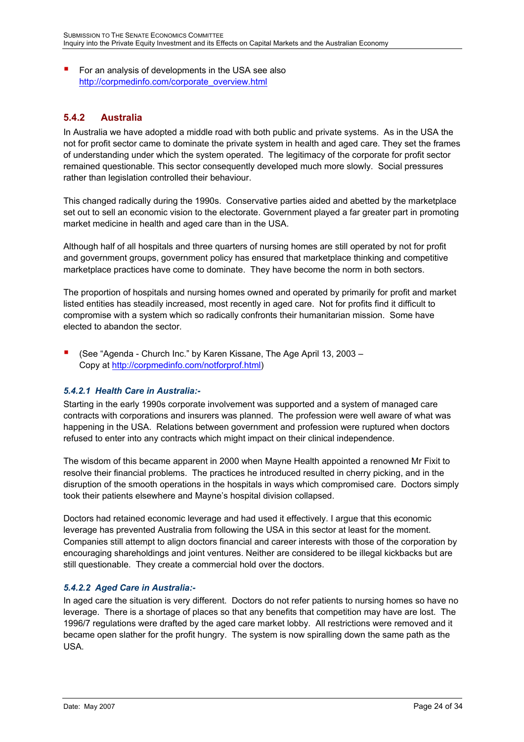- For an analysis of developments in the USA see also http://corpmedinfo.com/corporate_overview.html

### 5.4.2 Australia

In Australia we have adopted a middle road with both public and private systems. As in the USA the not for profit sector came to dominate the private system in health and aged care. They set the frames of understanding under which the system operated. The legitimacy of the corporate for profit sector remained questionable. This sector consequently developed much more slowly. Social pressures rather than legislation controlled their behaviour.

This changed radically during the 1990s. Conservative parties aided and abetted by the marketplace set out to sell an economic vision to the electorate. Government played a far greater part in promoting market medicine in health and aged care than in the USA.

Although half of all hospitals and three quarters of nursing homes are still operated by not for profit and government groups, government policy has ensured that marketplace thinking and competitive marketplace practices have come to dominate. They have become the norm in both sectors.

The proportion of hospitals and nursing homes owned and operated by primarily for profit and market listed entities has steadily increased, most recently in aged care. Not for profits find it difficult to compromise with a system which so radically confronts their humanitarian mission. Some have elected to abandon the sector.

- (See "Agenda - Church Inc." by Karen Kissane, The Age April 13, 2003 – Copy at http://corpmedinfo.com/notforprof.html)

#### *5.4.2.1 Health Care in Australia:-*

Starting in the early 1990s corporate involvement was supported and a system of managed care contracts with corporations and insurers was planned. The profession were well aware of what was happening in the USA. Relations between government and profession were ruptured when doctors refused to enter into any contracts which might impact on their clinical independence.

The wisdom of this became apparent in 2000 when Mayne Health appointed a renowned Mr Fixit to resolve their financial problems. The practices he introduced resulted in cherry picking, and in the disruption of the smooth operations in the hospitals in ways which compromised care. Doctors simply took their patients elsewhere and Mayne's hospital division collapsed.

Doctors had retained economic leverage and had used it effectively. I argue that this economic leverage has prevented Australia from following the USA in this sector at least for the moment. Companies still attempt to align doctors financial and career interests with those of the corporation by encouraging shareholdings and joint ventures. Neither are considered to be illegal kickbacks but are still questionable. They create a commercial hold over the doctors.

#### *5.4.2.2 Aged Care in Australia:-*

In aged care the situation is very different. Doctors do not refer patients to nursing homes so have no leverage. There is a shortage of places so that any benefits that competition may have are lost. The 1996/7 regulations were drafted by the aged care market lobby. All restrictions were removed and it became open slather for the profit hungry. The system is now spiralling down the same path as the USA.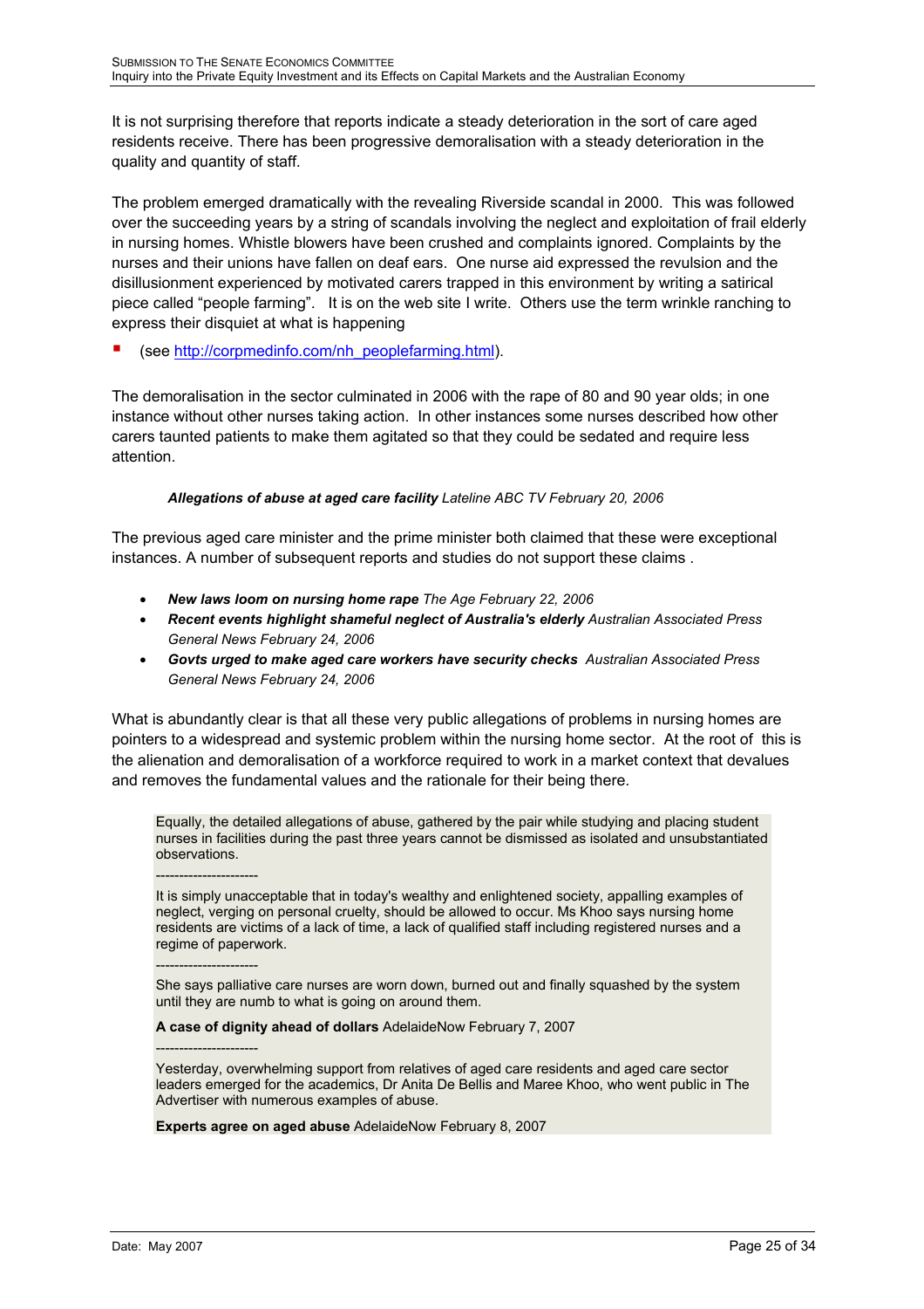It is not surprising therefore that reports indicate a steady deterioration in the sort of care aged residents receive. There has been progressive demoralisation with a steady deterioration in the quality and quantity of staff.

The problem emerged dramatically with the revealing Riverside scandal in 2000. This was followed over the succeeding years by a string of scandals involving the neglect and exploitation of frail elderly in nursing homes. Whistle blowers have been crushed and complaints ignored. Complaints by the nurses and their unions have fallen on deaf ears. One nurse aid expressed the revulsion and the disillusionment experienced by motivated carers trapped in this environment by writing a satirical piece called "people farming". It is on the web site I write. Others use the term wrinkle ranching to express their disquiet at what is happening

- (see http://corpmedinfo.com/nh_peoplefarming.html).

The demoralisation in the sector culminated in 2006 with the rape of 80 and 90 year olds; in one instance without other nurses taking action. In other instances some nurses described how other carers taunted patients to make them agitated so that they could be sedated and require less attention.

> ***Allegations of abuse at aged care facility*** *Lateline ABC TV February 20, 2006*

The previous aged care minister and the prime minister both claimed that these were exceptional instances. A number of subsequent reports and studies do not support these claims .

- ***New laws loom on nursing home rape*** *The Age February 22, 2006*
- ***Recent events highlight shameful neglect of Australia's elderly*** *Australian Associated Press General News February 24, 2006*
- ***Govts urged to make aged care workers have security checks*** *Australian Associated Press General News February 24, 2006*

What is abundantly clear is that all these very public allegations of problems in nursing homes are pointers to a widespread and systemic problem within the nursing home sector. At the root of this is the alienation and demoralisation of a workforce required to work in a market context that devalues and removes the fundamental values and the rationale for their being there.

> Equally, the detailed allegations of abuse, gathered by the pair while studying and placing student nurses in facilities during the past three years cannot be dismissed as isolated and unsubstantiated observations.
>
> ---------------------
>
> It is simply unacceptable that in today's wealthy and enlightened society, appalling examples of neglect, verging on personal cruelty, should be allowed to occur. Ms Khoo says nursing home residents are victims of a lack of time, a lack of qualified staff including registered nurses and a regime of paperwork.
>
> ---------------------
>
> She says palliative care nurses are worn down, burned out and finally squashed by the system until they are numb to what is going on around them.
>
> **A case of dignity ahead of dollars** AdelaideNow February 7, 2007
>
> ---------------------
>
> Yesterday, overwhelming support from relatives of aged care residents and aged care sector leaders emerged for the academics, Dr Anita De Bellis and Maree Khoo, who went public in The Advertiser with numerous examples of abuse.
>
> **Experts agree on aged abuse** AdelaideNow February 8, 2007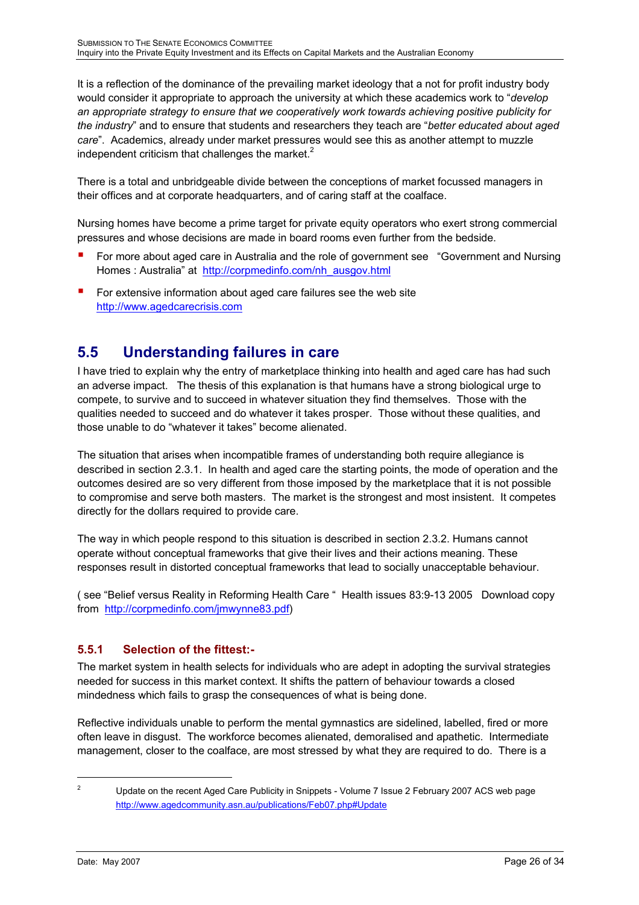It is a reflection of the dominance of the prevailing market ideology that a not for profit industry body would consider it appropriate to approach the university at which these academics work to "*develop an appropriate strategy to ensure that we cooperatively work towards achieving positive publicity for the industry*" and to ensure that students and researchers they teach are "*better educated about aged care*". Academics, already under market pressures would see this as another attempt to muzzle independent criticism that challenges the market.[2]

There is a total and unbridgeable divide between the conceptions of market focussed managers in their offices and at corporate headquarters, and of caring staff at the coalface.

Nursing homes have become a prime target for private equity operators who exert strong commercial pressures and whose decisions are made in board rooms even further from the bedside.

- For more about aged care in Australia and the role of government see "Government and Nursing Homes : Australia" at http://corpmedinfo.com/nh_ausgov.html
- For extensive information about aged care failures see the web site http://www.agedcarecrisis.com

## 5.5 Understanding failures in care

I have tried to explain why the entry of marketplace thinking into health and aged care has had such an adverse impact. The thesis of this explanation is that humans have a strong biological urge to compete, to survive and to succeed in whatever situation they find themselves. Those with the qualities needed to succeed and do whatever it takes prosper. Those without these qualities, and those unable to do "whatever it takes" become alienated.

The situation that arises when incompatible frames of understanding both require allegiance is described in section 2.3.1. In health and aged care the starting points, the mode of operation and the outcomes desired are so very different from those imposed by the marketplace that it is not possible to compromise and serve both masters. The market is the strongest and most insistent. It competes directly for the dollars required to provide care.

The way in which people respond to this situation is described in section 2.3.2. Humans cannot operate without conceptual frameworks that give their lives and their actions meaning. These responses result in distorted conceptual frameworks that lead to socially unacceptable behaviour.

( see "Belief versus Reality in Reforming Health Care " Health issues 83:9-13 2005 Download copy from http://corpmedinfo.com/jmwynne83.pdf)

### 5.5.1 Selection of the fittest:-

The market system in health selects for individuals who are adept in adopting the survival strategies needed for success in this market context. It shifts the pattern of behaviour towards a closed mindedness which fails to grasp the consequences of what is being done.

Reflective individuals unable to perform the mental gymnastics are sidelined, labelled, fired or more often leave in disgust. The workforce becomes alienated, demoralised and apathetic. Intermediate management, closer to the coalface, are most stressed by what they are required to do. There is a

---

[2] Update on the recent Aged Care Publicity in Snippets - Volume 7 Issue 2 February 2007 ACS web page http://www.agedcommunity.asn.au/publications/Feb07.php#Update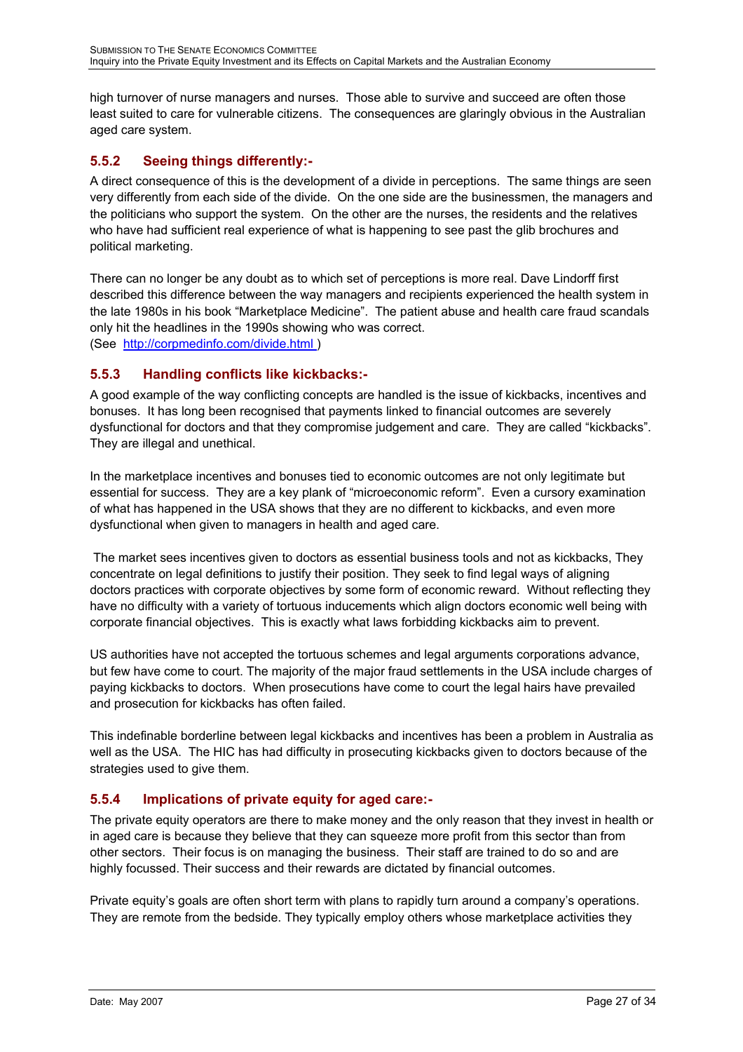high turnover of nurse managers and nurses. Those able to survive and succeed are often those least suited to care for vulnerable citizens. The consequences are glaringly obvious in the Australian aged care system.

### 5.5.2 Seeing things differently:-

A direct consequence of this is the development of a divide in perceptions. The same things are seen very differently from each side of the divide. On the one side are the businessmen, the managers and the politicians who support the system. On the other are the nurses, the residents and the relatives who have had sufficient real experience of what is happening to see past the glib brochures and political marketing.

There can no longer be any doubt as to which set of perceptions is more real. Dave Lindorff first described this difference between the way managers and recipients experienced the health system in the late 1980s in his book "Marketplace Medicine". The patient abuse and health care fraud scandals only hit the headlines in the 1990s showing who was correct.
(See http://corpmedinfo.com/divide.html )

### 5.5.3 Handling conflicts like kickbacks:-

A good example of the way conflicting concepts are handled is the issue of kickbacks, incentives and bonuses. It has long been recognised that payments linked to financial outcomes are severely dysfunctional for doctors and that they compromise judgement and care. They are called "kickbacks". They are illegal and unethical.

In the marketplace incentives and bonuses tied to economic outcomes are not only legitimate but essential for success. They are a key plank of "microeconomic reform". Even a cursory examination of what has happened in the USA shows that they are no different to kickbacks, and even more dysfunctional when given to managers in health and aged care.

The market sees incentives given to doctors as essential business tools and not as kickbacks, They concentrate on legal definitions to justify their position. They seek to find legal ways of aligning doctors practices with corporate objectives by some form of economic reward. Without reflecting they have no difficulty with a variety of tortuous inducements which align doctors economic well being with corporate financial objectives. This is exactly what laws forbidding kickbacks aim to prevent.

US authorities have not accepted the tortuous schemes and legal arguments corporations advance, but few have come to court. The majority of the major fraud settlements in the USA include charges of paying kickbacks to doctors. When prosecutions have come to court the legal hairs have prevailed and prosecution for kickbacks has often failed.

This indefinable borderline between legal kickbacks and incentives has been a problem in Australia as well as the USA. The HIC has had difficulty in prosecuting kickbacks given to doctors because of the strategies used to give them.

### 5.5.4 Implications of private equity for aged care:-

The private equity operators are there to make money and the only reason that they invest in health or in aged care is because they believe that they can squeeze more profit from this sector than from other sectors. Their focus is on managing the business. Their staff are trained to do so and are highly focussed. Their success and their rewards are dictated by financial outcomes.

Private equity's goals are often short term with plans to rapidly turn around a company's operations. They are remote from the bedside. They typically employ others whose marketplace activities they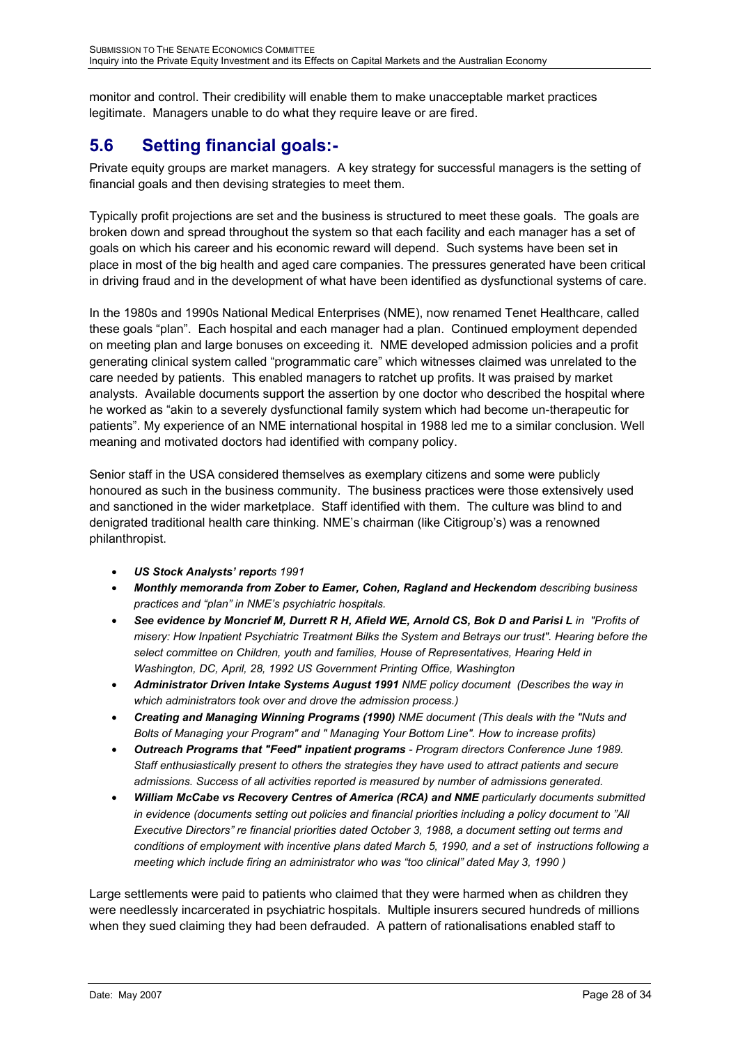monitor and control. Their credibility will enable them to make unacceptable market practices legitimate. Managers unable to do what they require leave or are fired.

## 5.6 Setting financial goals:-

Private equity groups are market managers. A key strategy for successful managers is the setting of financial goals and then devising strategies to meet them.

Typically profit projections are set and the business is structured to meet these goals. The goals are broken down and spread throughout the system so that each facility and each manager has a set of goals on which his career and his economic reward will depend. Such systems have been set in place in most of the big health and aged care companies. The pressures generated have been critical in driving fraud and in the development of what have been identified as dysfunctional systems of care.

In the 1980s and 1990s National Medical Enterprises (NME), now renamed Tenet Healthcare, called these goals "plan". Each hospital and each manager had a plan. Continued employment depended on meeting plan and large bonuses on exceeding it. NME developed admission policies and a profit generating clinical system called "programmatic care" which witnesses claimed was unrelated to the care needed by patients. This enabled managers to ratchet up profits. It was praised by market analysts. Available documents support the assertion by one doctor who described the hospital where he worked as "akin to a severely dysfunctional family system which had become un-therapeutic for patients". My experience of an NME international hospital in 1988 led me to a similar conclusion. Well meaning and motivated doctors had identified with company policy.

Senior staff in the USA considered themselves as exemplary citizens and some were publicly honoured as such in the business community. The business practices were those extensively used and sanctioned in the wider marketplace. Staff identified with them. The culture was blind to and denigrated traditional health care thinking. NME's chairman (like Citigroup's) was a renowned philanthropist.

- ***US Stock Analysts' reports 1991***
- ***Monthly memoranda from Zober to Eamer, Cohen, Ragland and Heckendom*** *describing business practices and "plan" in NME's psychiatric hospitals.*
- ***See evidence by Moncrief M, Durrett R H, Afield WE, Arnold CS, Bok D and Parisi L*** *in "Profits of misery: How Inpatient Psychiatric Treatment Bilks the System and Betrays our trust". Hearing before the select committee on Children, youth and families, House of Representatives, Hearing Held in Washington, DC, April, 28, 1992 US Government Printing Office, Washington*
- ***Administrator Driven Intake Systems August 1991*** *NME policy document (Describes the way in which administrators took over and drove the admission process.)*
- ***Creating and Managing Winning Programs (1990)*** *NME document (This deals with the "Nuts and Bolts of Managing your Program" and " Managing Your Bottom Line". How to increase profits)*
- ***Outreach Programs that "Feed" inpatient programs*** *- Program directors Conference June 1989. Staff enthusiastically present to others the strategies they have used to attract patients and secure admissions. Success of all activities reported is measured by number of admissions generated.*
- ***William McCabe vs Recovery Centres of America (RCA) and NME*** *particularly documents submitted in evidence (documents setting out policies and financial priorities including a policy document to "All Executive Directors" re financial priorities dated October 3, 1988, a document setting out terms and conditions of employment with incentive plans dated March 5, 1990, and a set of instructions following a meeting which include firing an administrator who was "too clinical" dated May 3, 1990 )*

Large settlements were paid to patients who claimed that they were harmed when as children they were needlessly incarcerated in psychiatric hospitals. Multiple insurers secured hundreds of millions when they sued claiming they had been defrauded. A pattern of rationalisations enabled staff to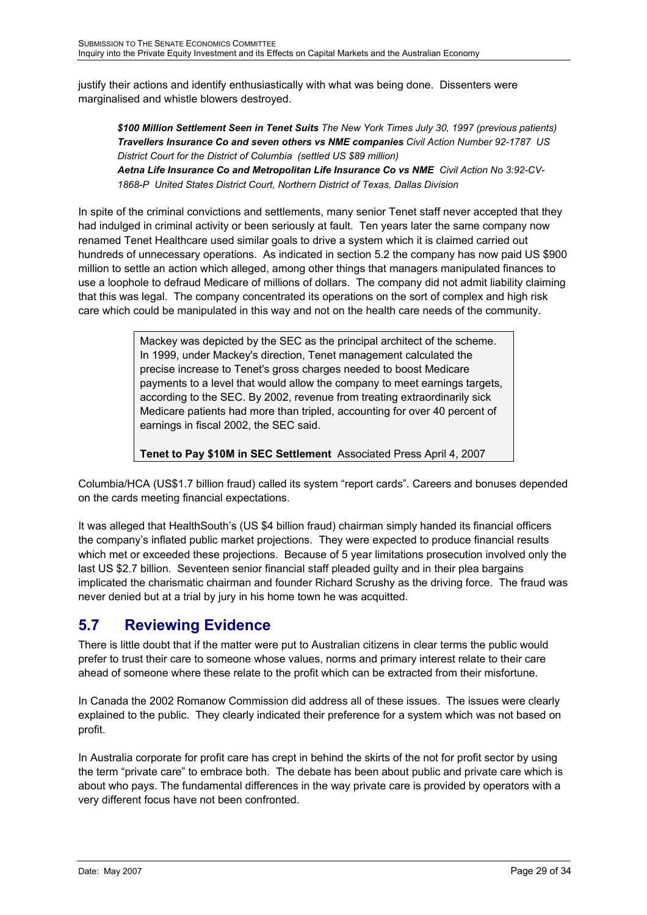justify their actions and identify enthusiastically with what was being done. Dissenters were marginalised and whistle blowers destroyed.

> ***$100 Million Settlement Seen in Tenet Suits*** *The New York Times July 30, 1997 (previous patients)*
> ***Travellers Insurance Co and seven others vs NME companies*** *Civil Action Number 92-1787 US District Court for the District of Columbia (settled US $89 million)*
> ***Aetna Life Insurance Co and Metropolitan Life Insurance Co vs NME*** *Civil Action No 3:92-CV-1868-P United States District Court, Northern District of Texas, Dallas Division*

In spite of the criminal convictions and settlements, many senior Tenet staff never accepted that they had indulged in criminal activity or been seriously at fault. Ten years later the same company now renamed Tenet Healthcare used similar goals to drive a system which it is claimed carried out hundreds of unnecessary operations. As indicated in section 5.2 the company has now paid US $900 million to settle an action which alleged, among other things that managers manipulated finances to use a loophole to defraud Medicare of millions of dollars. The company did not admit liability claiming that this was legal. The company concentrated its operations on the sort of complex and high risk care which could be manipulated in this way and not on the health care needs of the community.

> Mackey was depicted by the SEC as the principal architect of the scheme. In 1999, under Mackey's direction, Tenet management calculated the precise increase to Tenet's gross charges needed to boost Medicare payments to a level that would allow the company to meet earnings targets, according to the SEC. By 2002, revenue from treating extraordinarily sick Medicare patients had more than tripled, accounting for over 40 percent of earnings in fiscal 2002, the SEC said.
>
> **Tenet to Pay $10M in SEC Settlement** Associated Press April 4, 2007

Columbia/HCA (US$1.7 billion fraud) called its system "report cards". Careers and bonuses depended on the cards meeting financial expectations.

It was alleged that HealthSouth's (US $4 billion fraud) chairman simply handed its financial officers the company's inflated public market projections. They were expected to produce financial results which met or exceeded these projections. Because of 5 year limitations prosecution involved only the last US $2.7 billion. Seventeen senior financial staff pleaded guilty and in their plea bargains implicated the charismatic chairman and founder Richard Scrushy as the driving force. The fraud was never denied but at a trial by jury in his home town he was acquitted.

## 5.7 Reviewing Evidence

There is little doubt that if the matter were put to Australian citizens in clear terms the public would prefer to trust their care to someone whose values, norms and primary interest relate to their care ahead of someone where these relate to the profit which can be extracted from their misfortune.

In Canada the 2002 Romanow Commission did address all of these issues. The issues were clearly explained to the public. They clearly indicated their preference for a system which was not based on profit.

In Australia corporate for profit care has crept in behind the skirts of the not for profit sector by using the term "private care" to embrace both. The debate has been about public and private care which is about who pays. The fundamental differences in the way private care is provided by operators with a very different focus have not been confronted.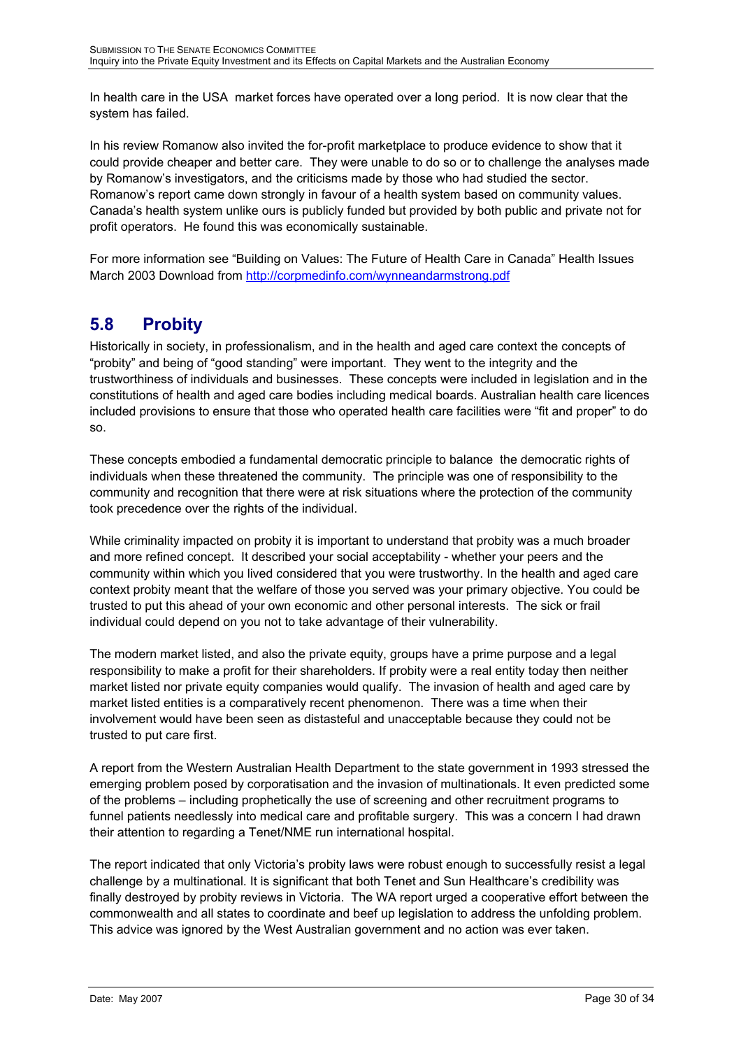In health care in the USA market forces have operated over a long period. It is now clear that the system has failed.

In his review Romanow also invited the for-profit marketplace to produce evidence to show that it could provide cheaper and better care. They were unable to do so or to challenge the analyses made by Romanow's investigators, and the criticisms made by those who had studied the sector. Romanow's report came down strongly in favour of a health system based on community values. Canada's health system unlike ours is publicly funded but provided by both public and private not for profit operators. He found this was economically sustainable.

For more information see "Building on Values: The Future of Health Care in Canada" Health Issues March 2003 Download from http://corpmedinfo.com/wynneandarmstrong.pdf

## 5.8 Probity

Historically in society, in professionalism, and in the health and aged care context the concepts of "probity" and being of "good standing" were important. They went to the integrity and the trustworthiness of individuals and businesses. These concepts were included in legislation and in the constitutions of health and aged care bodies including medical boards. Australian health care licences included provisions to ensure that those who operated health care facilities were "fit and proper" to do so.

These concepts embodied a fundamental democratic principle to balance the democratic rights of individuals when these threatened the community. The principle was one of responsibility to the community and recognition that there were at risk situations where the protection of the community took precedence over the rights of the individual.

While criminality impacted on probity it is important to understand that probity was a much broader and more refined concept. It described your social acceptability - whether your peers and the community within which you lived considered that you were trustworthy. In the health and aged care context probity meant that the welfare of those you served was your primary objective. You could be trusted to put this ahead of your own economic and other personal interests. The sick or frail individual could depend on you not to take advantage of their vulnerability.

The modern market listed, and also the private equity, groups have a prime purpose and a legal responsibility to make a profit for their shareholders. If probity were a real entity today then neither market listed nor private equity companies would qualify. The invasion of health and aged care by market listed entities is a comparatively recent phenomenon. There was a time when their involvement would have been seen as distasteful and unacceptable because they could not be trusted to put care first.

A report from the Western Australian Health Department to the state government in 1993 stressed the emerging problem posed by corporatisation and the invasion of multinationals. It even predicted some of the problems – including prophetically the use of screening and other recruitment programs to funnel patients needlessly into medical care and profitable surgery. This was a concern I had drawn their attention to regarding a Tenet/NME run international hospital.

The report indicated that only Victoria's probity laws were robust enough to successfully resist a legal challenge by a multinational. It is significant that both Tenet and Sun Healthcare's credibility was finally destroyed by probity reviews in Victoria. The WA report urged a cooperative effort between the commonwealth and all states to coordinate and beef up legislation to address the unfolding problem. This advice was ignored by the West Australian government and no action was ever taken.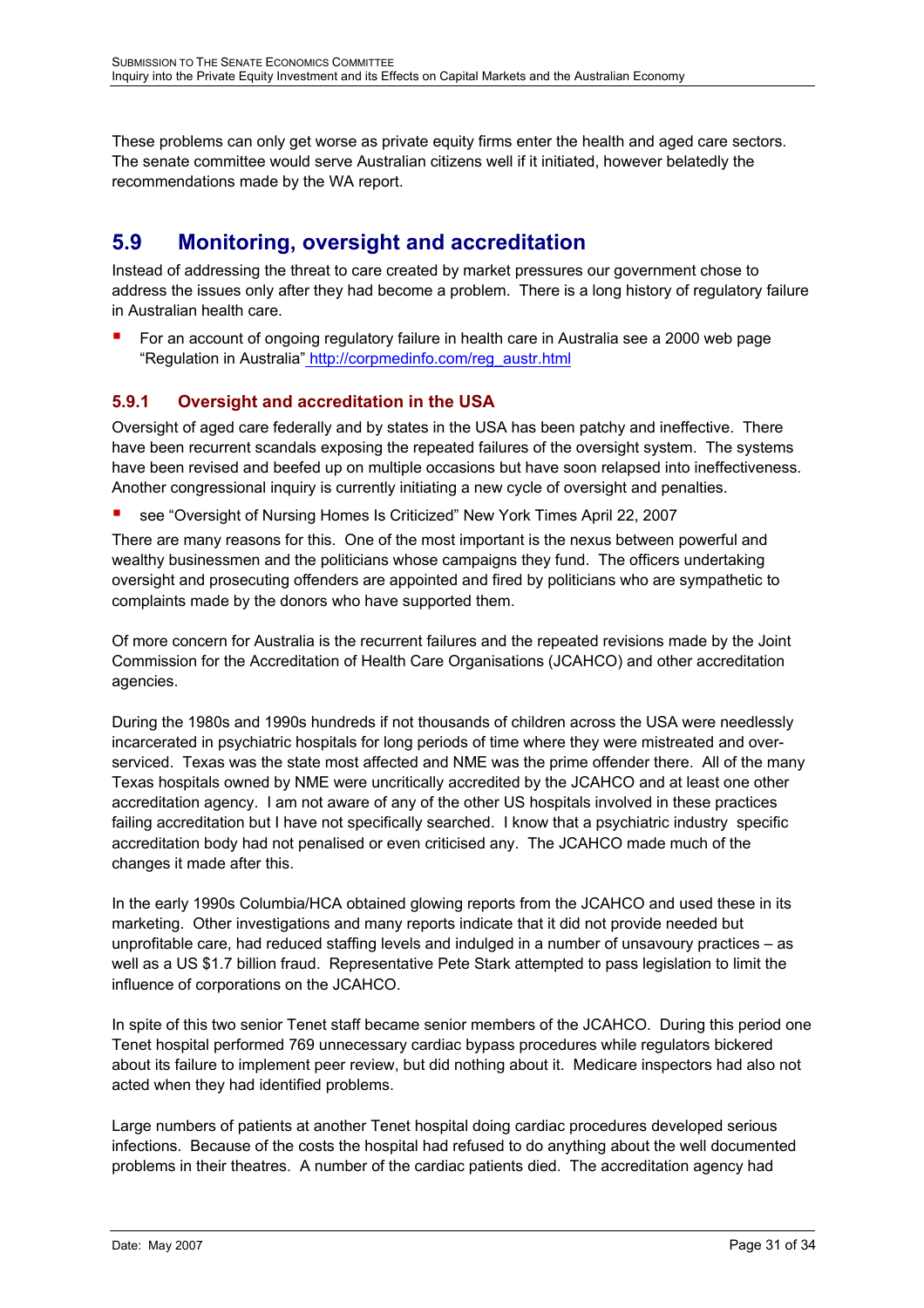These problems can only get worse as private equity firms enter the health and aged care sectors. The senate committee would serve Australian citizens well if it initiated, however belatedly the recommendations made by the WA report.

## 5.9 Monitoring, oversight and accreditation

Instead of addressing the threat to care created by market pressures our government chose to address the issues only after they had become a problem. There is a long history of regulatory failure in Australian health care.

- For an account of ongoing regulatory failure in health care in Australia see a 2000 web page "Regulation in Australia" http://corpmedinfo.com/reg_austr.html

### 5.9.1 Oversight and accreditation in the USA

Oversight of aged care federally and by states in the USA has been patchy and ineffective. There have been recurrent scandals exposing the repeated failures of the oversight system. The systems have been revised and beefed up on multiple occasions but have soon relapsed into ineffectiveness. Another congressional inquiry is currently initiating a new cycle of oversight and penalties.

- see "Oversight of Nursing Homes Is Criticized" New York Times April 22, 2007

There are many reasons for this. One of the most important is the nexus between powerful and wealthy businessmen and the politicians whose campaigns they fund. The officers undertaking oversight and prosecuting offenders are appointed and fired by politicians who are sympathetic to complaints made by the donors who have supported them.

Of more concern for Australia is the recurrent failures and the repeated revisions made by the Joint Commission for the Accreditation of Health Care Organisations (JCAHCO) and other accreditation agencies.

During the 1980s and 1990s hundreds if not thousands of children across the USA were needlessly incarcerated in psychiatric hospitals for long periods of time where they were mistreated and over-serviced. Texas was the state most affected and NME was the prime offender there. All of the many Texas hospitals owned by NME were uncritically accredited by the JCAHCO and at least one other accreditation agency. I am not aware of any of the other US hospitals involved in these practices failing accreditation but I have not specifically searched. I know that a psychiatric industry specific accreditation body had not penalised or even criticised any. The JCAHCO made much of the changes it made after this.

In the early 1990s Columbia/HCA obtained glowing reports from the JCAHCO and used these in its marketing. Other investigations and many reports indicate that it did not provide needed but unprofitable care, had reduced staffing levels and indulged in a number of unsavoury practices – as well as a US $1.7 billion fraud. Representative Pete Stark attempted to pass legislation to limit the influence of corporations on the JCAHCO.

In spite of this two senior Tenet staff became senior members of the JCAHCO. During this period one Tenet hospital performed 769 unnecessary cardiac bypass procedures while regulators bickered about its failure to implement peer review, but did nothing about it. Medicare inspectors had also not acted when they had identified problems.

Large numbers of patients at another Tenet hospital doing cardiac procedures developed serious infections. Because of the costs the hospital had refused to do anything about the well documented problems in their theatres. A number of the cardiac patients died. The accreditation agency had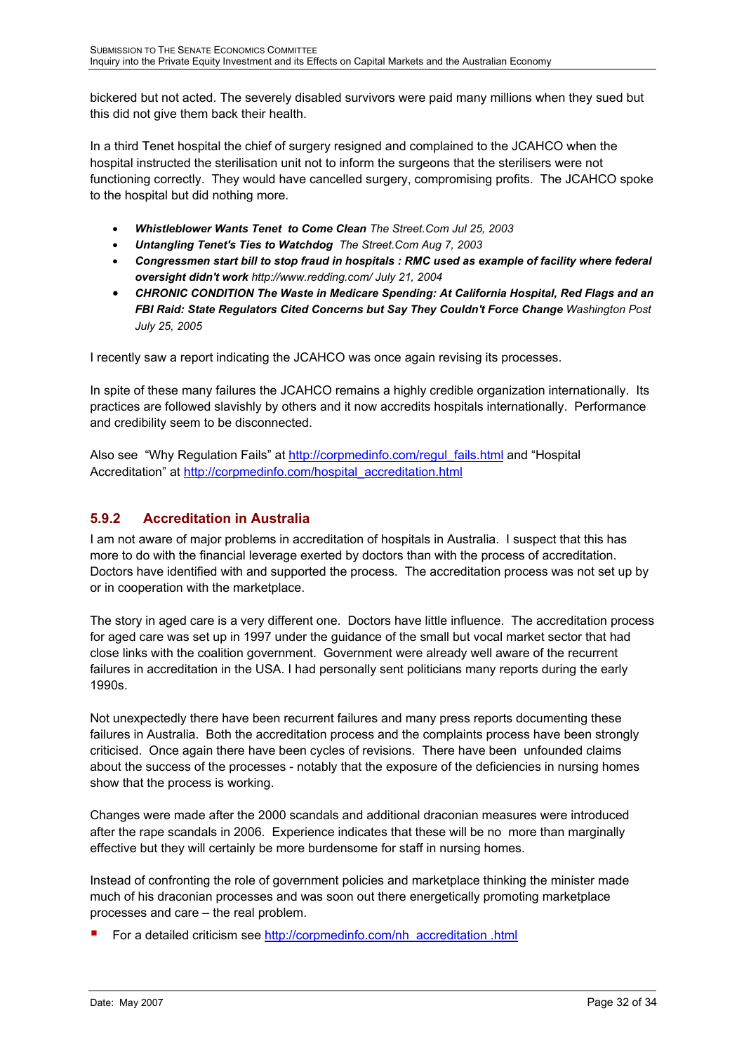bickered but not acted. The severely disabled survivors were paid many millions when they sued but this did not give them back their health.

In a third Tenet hospital the chief of surgery resigned and complained to the JCAHCO when the hospital instructed the sterilisation unit not to inform the surgeons that the sterilisers were not functioning correctly. They would have cancelled surgery, compromising profits. The JCAHCO spoke to the hospital but did nothing more.

- ***Whistleblower Wants Tenet to Come Clean*** *The Street.Com Jul 25, 2003*
- ***Untangling Tenet's Ties to Watchdog*** *The Street.Com Aug 7, 2003*
- ***Congressmen start bill to stop fraud in hospitals : RMC used as example of facility where federal oversight didn't work*** *http://www.redding.com/ July 21, 2004*
- ***CHRONIC CONDITION The Waste in Medicare Spending: At California Hospital, Red Flags and an FBI Raid: State Regulators Cited Concerns but Say They Couldn't Force Change*** *Washington Post July 25, 2005*

I recently saw a report indicating the JCAHCO was once again revising its processes.

In spite of these many failures the JCAHCO remains a highly credible organization internationally. Its practices are followed slavishly by others and it now accredits hospitals internationally. Performance and credibility seem to be disconnected.

Also see "Why Regulation Fails" at http://corpmedinfo.com/regul_fails.html and "Hospital Accreditation" at http://corpmedinfo.com/hospital_accreditation.html

### 5.9.2 Accreditation in Australia

I am not aware of major problems in accreditation of hospitals in Australia. I suspect that this has more to do with the financial leverage exerted by doctors than with the process of accreditation. Doctors have identified with and supported the process. The accreditation process was not set up by or in cooperation with the marketplace.

The story in aged care is a very different one. Doctors have little influence. The accreditation process for aged care was set up in 1997 under the guidance of the small but vocal market sector that had close links with the coalition government. Government were already well aware of the recurrent failures in accreditation in the USA. I had personally sent politicians many reports during the early 1990s.

Not unexpectedly there have been recurrent failures and many press reports documenting these failures in Australia. Both the accreditation process and the complaints process have been strongly criticised. Once again there have been cycles of revisions. There have been unfounded claims about the success of the processes - notably that the exposure of the deficiencies in nursing homes show that the process is working.

Changes were made after the 2000 scandals and additional draconian measures were introduced after the rape scandals in 2006. Experience indicates that these will be no more than marginally effective but they will certainly be more burdensome for staff in nursing homes.

Instead of confronting the role of government policies and marketplace thinking the minister made much of his draconian processes and was soon out there energetically promoting marketplace processes and care – the real problem.

- For a detailed criticism see http://corpmedinfo.com/nh_accreditation .html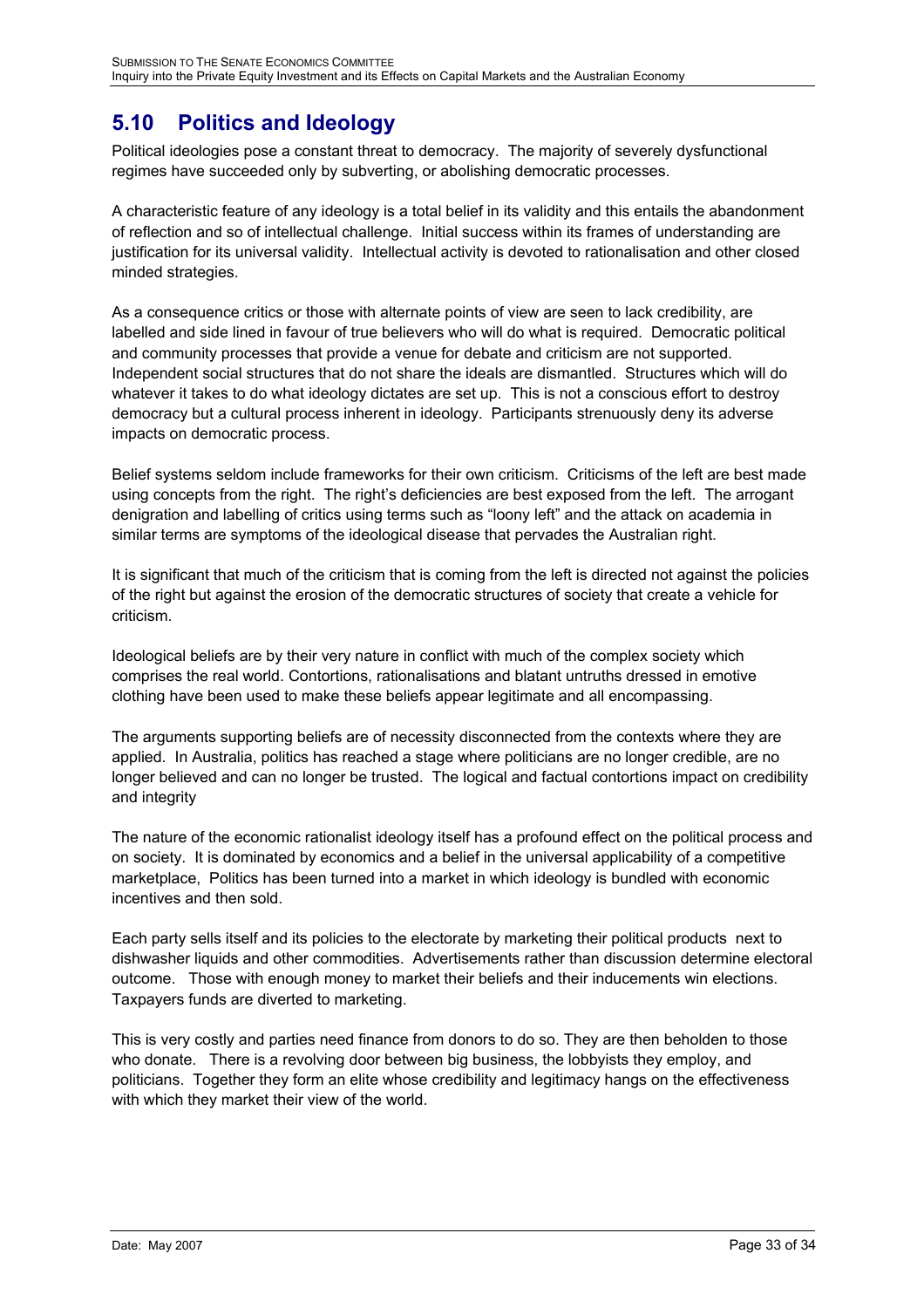## 5.10 Politics and Ideology

Political ideologies pose a constant threat to democracy. The majority of severely dysfunctional regimes have succeeded only by subverting, or abolishing democratic processes.

A characteristic feature of any ideology is a total belief in its validity and this entails the abandonment of reflection and so of intellectual challenge. Initial success within its frames of understanding are justification for its universal validity. Intellectual activity is devoted to rationalisation and other closed minded strategies.

As a consequence critics or those with alternate points of view are seen to lack credibility, are labelled and side lined in favour of true believers who will do what is required. Democratic political and community processes that provide a venue for debate and criticism are not supported. Independent social structures that do not share the ideals are dismantled. Structures which will do whatever it takes to do what ideology dictates are set up. This is not a conscious effort to destroy democracy but a cultural process inherent in ideology. Participants strenuously deny its adverse impacts on democratic process.

Belief systems seldom include frameworks for their own criticism. Criticisms of the left are best made using concepts from the right. The right's deficiencies are best exposed from the left. The arrogant denigration and labelling of critics using terms such as "loony left" and the attack on academia in similar terms are symptoms of the ideological disease that pervades the Australian right.

It is significant that much of the criticism that is coming from the left is directed not against the policies of the right but against the erosion of the democratic structures of society that create a vehicle for criticism.

Ideological beliefs are by their very nature in conflict with much of the complex society which comprises the real world. Contortions, rationalisations and blatant untruths dressed in emotive clothing have been used to make these beliefs appear legitimate and all encompassing.

The arguments supporting beliefs are of necessity disconnected from the contexts where they are applied. In Australia, politics has reached a stage where politicians are no longer credible, are no longer believed and can no longer be trusted. The logical and factual contortions impact on credibility and integrity

The nature of the economic rationalist ideology itself has a profound effect on the political process and on society. It is dominated by economics and a belief in the universal applicability of a competitive marketplace, Politics has been turned into a market in which ideology is bundled with economic incentives and then sold.

Each party sells itself and its policies to the electorate by marketing their political products next to dishwasher liquids and other commodities. Advertisements rather than discussion determine electoral outcome. Those with enough money to market their beliefs and their inducements win elections. Taxpayers funds are diverted to marketing.

This is very costly and parties need finance from donors to do so. They are then beholden to those who donate. There is a revolving door between big business, the lobbyists they employ, and politicians. Together they form an elite whose credibility and legitimacy hangs on the effectiveness with which they market their view of the world.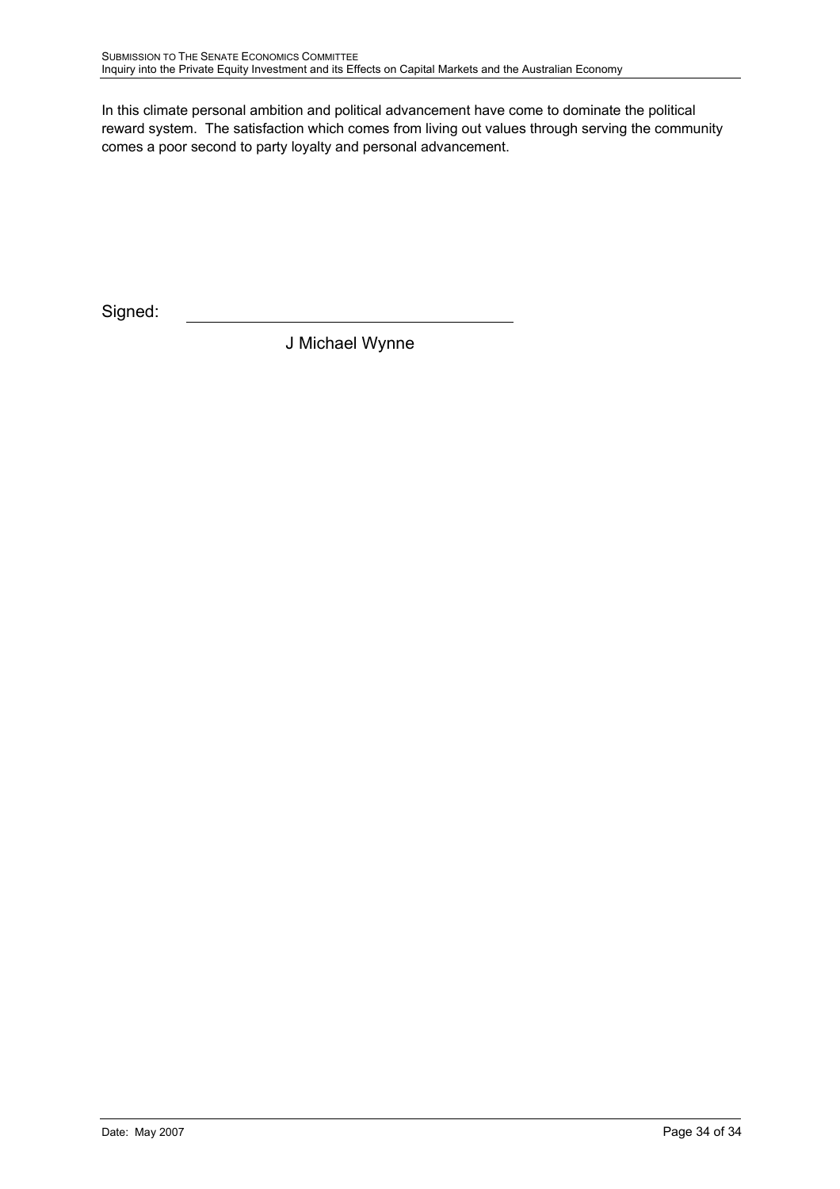In this climate personal ambition and political advancement have come to dominate the political reward system. The satisfaction which comes from living out values through serving the community comes a poor second to party loyalty and personal advancement.

Signed: \_\_\_\_\_\_\_\_\_\_\_\_\_\_\_\_\_\_\_\_\_\_\_\_\_\_\_\_\_\_\_\_\_\_

J Michael Wynne

Date: May 2007